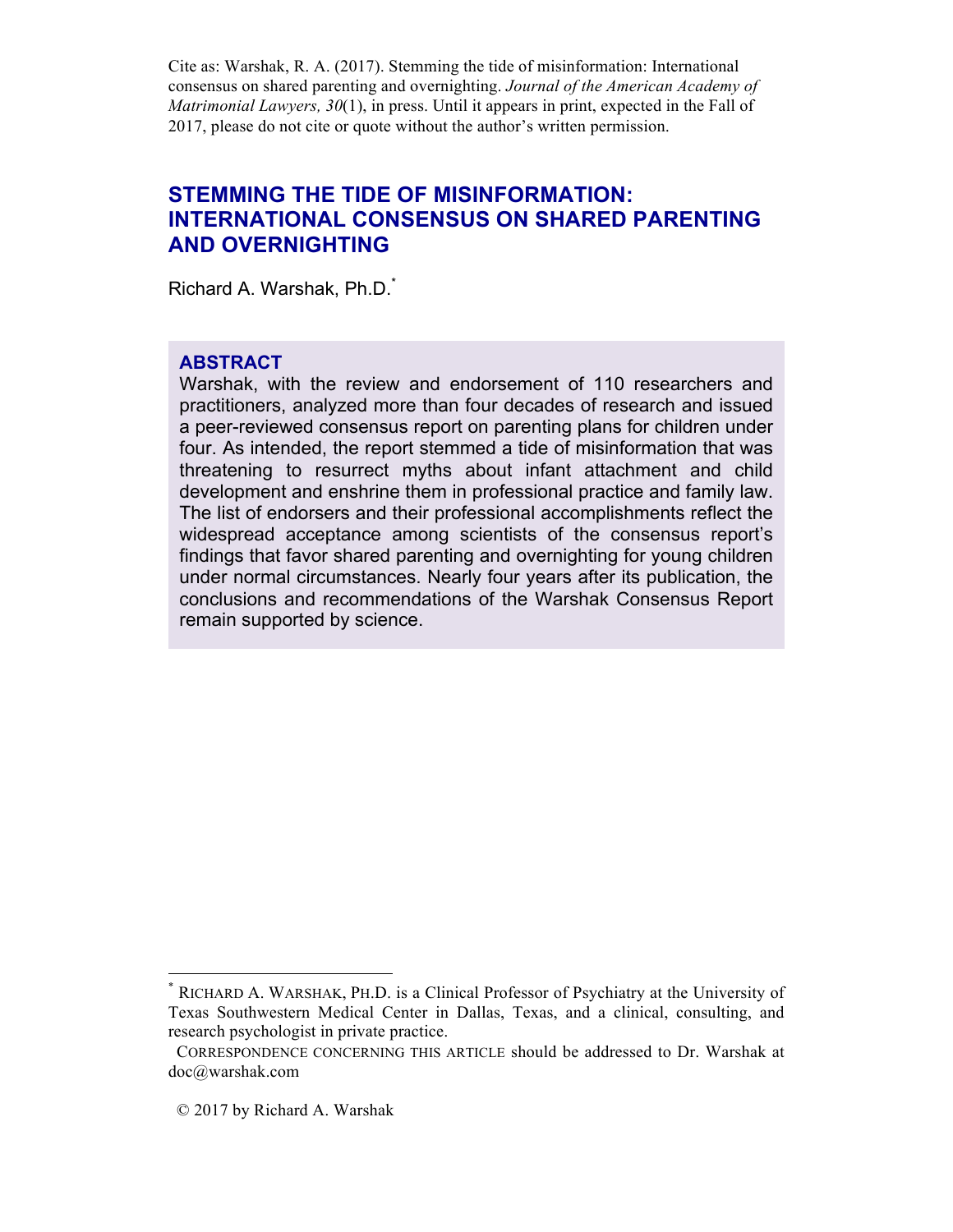Cite as: Warshak, R. A. (2017). Stemming the tide of misinformation: International consensus on shared parenting and overnighting. *Journal of the American Academy of Matrimonial Lawyers, 30*(1), in press. Until it appears in print, expected in the Fall of 2017, please do not cite or quote without the author's written permission.

# STEMMING THE TIDE OF MISINFORMATION: INTERNATIONAL CONSENSUS ON SHARED PARENTING AND OVERNIGHTING

Richard A. Warshak, Ph.D.*

## ABSTRACT

Warshak, with the review and endorsement of 110 researchers and practitioners, analyzed more than four decades of research and issued a peer-reviewed consensus report on parenting plans for children under four. As intended, the report stemmed a tide of misinformation that was threatening to resurrect myths about infant attachment and child development and enshrine them in professional practice and family law. The list of endorsers and their professional accomplishments reflect the widespread acceptance among scientists of the consensus report's findings that favor shared parenting and overnighting for young children under normal circumstances. Nearly four years after its publication, the conclusions and recommendations of the Warshak Consensus Report remain supported by science.

---

* RICHARD A. WARSHAK, PH.D. is a Clinical Professor of Psychiatry at the University of Texas Southwestern Medical Center in Dallas, Texas, and a clinical, consulting, and research psychologist in private practice.

CORRESPONDENCE CONCERNING THIS ARTICLE should be addressed to Dr. Warshak at doc@warshak.com

© 2017 by Richard A. Warshak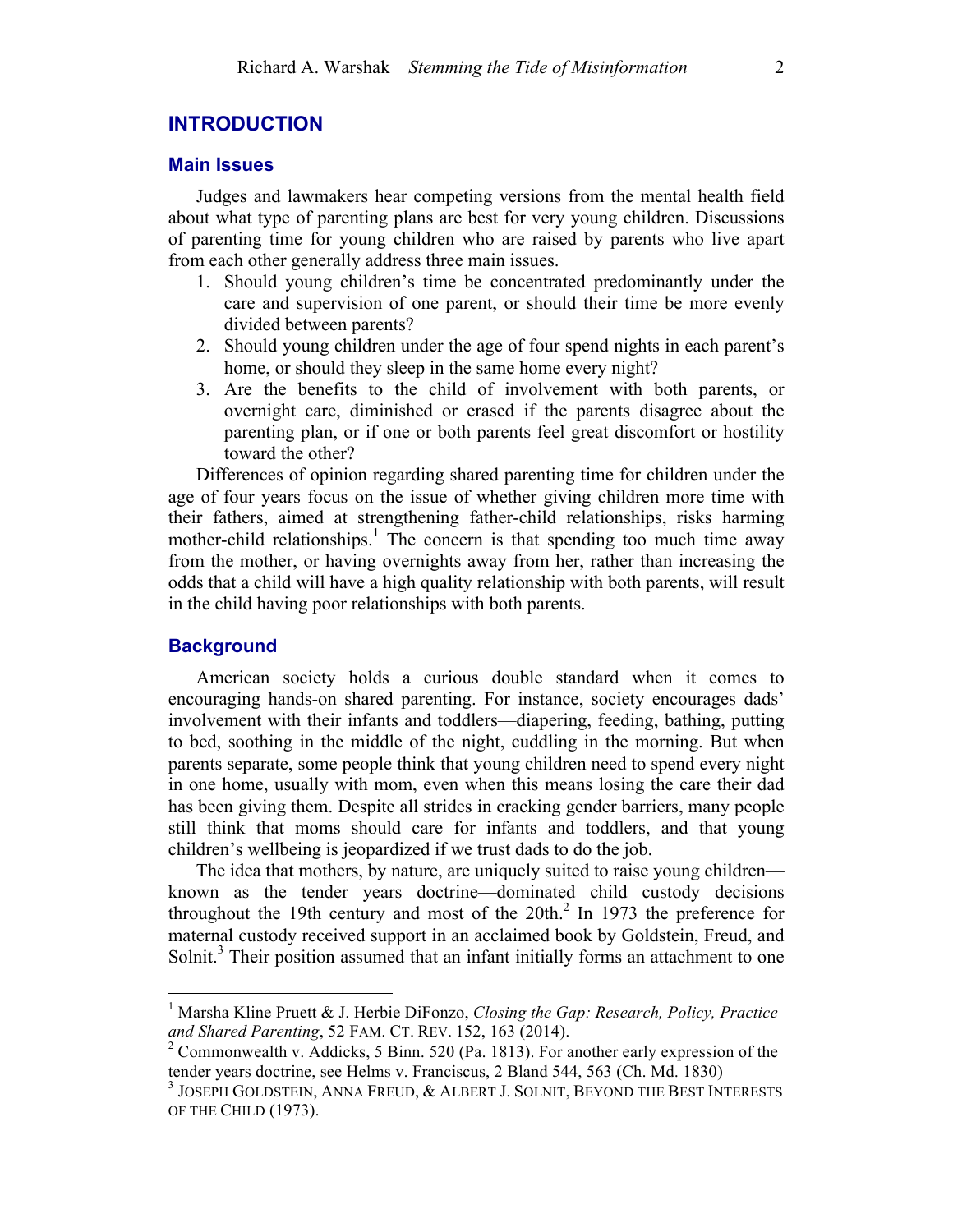## INTRODUCTION

### Main Issues

Judges and lawmakers hear competing versions from the mental health field about what type of parenting plans are best for very young children. Discussions of parenting time for young children who are raised by parents who live apart from each other generally address three main issues.

1. Should young children's time be concentrated predominantly under the care and supervision of one parent, or should their time be more evenly divided between parents?
2. Should young children under the age of four spend nights in each parent's home, or should they sleep in the same home every night?
3. Are the benefits to the child of involvement with both parents, or overnight care, diminished or erased if the parents disagree about the parenting plan, or if one or both parents feel great discomfort or hostility toward the other?

Differences of opinion regarding shared parenting time for children under the age of four years focus on the issue of whether giving children more time with their fathers, aimed at strengthening father-child relationships, risks harming mother-child relationships.[1] The concern is that spending too much time away from the mother, or having overnights away from her, rather than increasing the odds that a child will have a high quality relationship with both parents, will result in the child having poor relationships with both parents.

### Background

American society holds a curious double standard when it comes to encouraging hands-on shared parenting. For instance, society encourages dads' involvement with their infants and toddlers—diapering, feeding, bathing, putting to bed, soothing in the middle of the night, cuddling in the morning. But when parents separate, some people think that young children need to spend every night in one home, usually with mom, even when this means losing the care their dad has been giving them. Despite all strides in cracking gender barriers, many people still think that moms should care for infants and toddlers, and that young children's wellbeing is jeopardized if we trust dads to do the job.

The idea that mothers, by nature, are uniquely suited to raise young children—known as the tender years doctrine—dominated child custody decisions throughout the 19th century and most of the 20th.[2] In 1973 the preference for maternal custody received support in an acclaimed book by Goldstein, Freud, and Solnit.[3] Their position assumed that an infant initially forms an attachment to one

---

[1] Marsha Kline Pruett & J. Herbie DiFonzo, *Closing the Gap: Research, Policy, Practice and Shared Parenting*, 52 FAM. CT. REV. 152, 163 (2014).

[2] Commonwealth v. Addicks, 5 Binn. 520 (Pa. 1813). For another early expression of the tender years doctrine, see Helms v. Franciscus, 2 Bland 544, 563 (Ch. Md. 1830)

[3] JOSEPH GOLDSTEIN, ANNA FREUD, & ALBERT J. SOLNIT, BEYOND THE BEST INTERESTS OF THE CHILD (1973).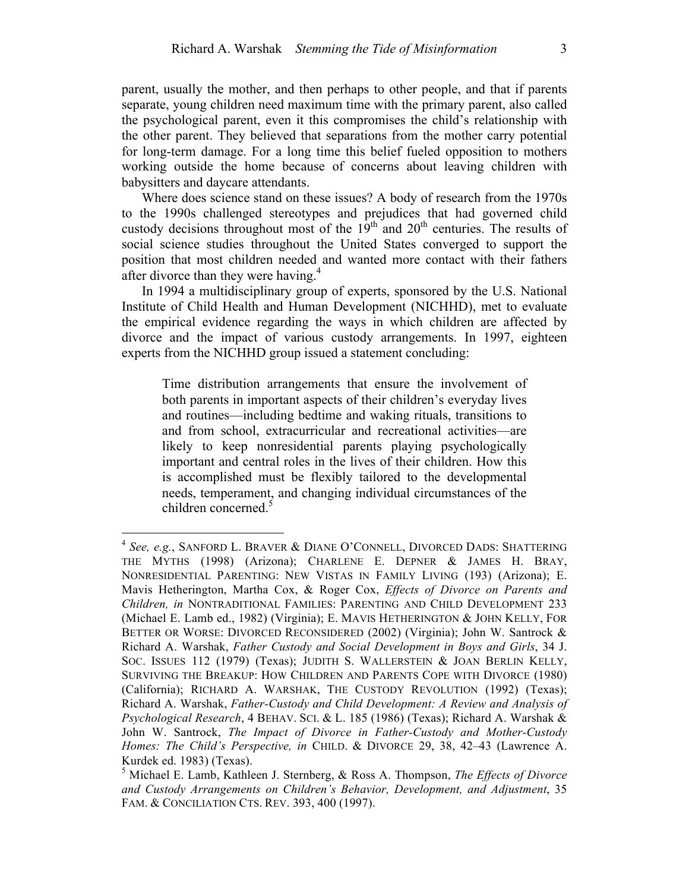parent, usually the mother, and then perhaps to other people, and that if parents separate, young children need maximum time with the primary parent, also called the psychological parent, even it this compromises the child's relationship with the other parent. They believed that separations from the mother carry potential for long-term damage. For a long time this belief fueled opposition to mothers working outside the home because of concerns about leaving children with babysitters and daycare attendants.

Where does science stand on these issues? A body of research from the 1970s to the 1990s challenged stereotypes and prejudices that had governed child custody decisions throughout most of the 19th and 20th centuries. The results of social science studies throughout the United States converged to support the position that most children needed and wanted more contact with their fathers after divorce than they were having.[4]

In 1994 a multidisciplinary group of experts, sponsored by the U.S. National Institute of Child Health and Human Development (NICHHD), met to evaluate the empirical evidence regarding the ways in which children are affected by divorce and the impact of various custody arrangements. In 1997, eighteen experts from the NICHHD group issued a statement concluding:

> Time distribution arrangements that ensure the involvement of both parents in important aspects of their children's everyday lives and routines—including bedtime and waking rituals, transitions to and from school, extracurricular and recreational activities—are likely to keep nonresidential parents playing psychologically important and central roles in the lives of their children. How this is accomplished must be flexibly tailored to the developmental needs, temperament, and changing individual circumstances of the children concerned.[5]

---

[4] *See, e.g.*, SANFORD L. BRAVER & DIANE O'CONNELL, DIVORCED DADS: SHATTERING THE MYTHS (1998) (Arizona); CHARLENE E. DEPNER & JAMES H. BRAY, NONRESIDENTIAL PARENTING: NEW VISTAS IN FAMILY LIVING (193) (Arizona); E. Mavis Hetherington, Martha Cox, & Roger Cox, *Effects of Divorce on Parents and Children, in* NONTRADITIONAL FAMILIES: PARENTING AND CHILD DEVELOPMENT 233 (Michael E. Lamb ed., 1982) (Virginia); E. MAVIS HETHERINGTON & JOHN KELLY, FOR BETTER OR WORSE: DIVORCED RECONSIDERED (2002) (Virginia); John W. Santrock & Richard A. Warshak, *Father Custody and Social Development in Boys and Girls*, 34 J. SOC. ISSUES 112 (1979) (Texas); JUDITH S. WALLERSTEIN & JOAN BERLIN KELLY, SURVIVING THE BREAKUP: HOW CHILDREN AND PARENTS COPE WITH DIVORCE (1980) (California); RICHARD A. WARSHAK, THE CUSTODY REVOLUTION (1992) (Texas); Richard A. Warshak, *Father-Custody and Child Development: A Review and Analysis of Psychological Research*, 4 BEHAV. SCI. & L. 185 (1986) (Texas); Richard A. Warshak & John W. Santrock, *The Impact of Divorce in Father-Custody and Mother-Custody Homes: The Child's Perspective, in* CHILD. & DIVORCE 29, 38, 42–43 (Lawrence A. Kurdek ed. 1983) (Texas).

[5] Michael E. Lamb, Kathleen J. Sternberg, & Ross A. Thompson, *The Effects of Divorce and Custody Arrangements on Children's Behavior, Development, and Adjustment*, 35 FAM. & CONCILIATION CTS. REV. 393, 400 (1997).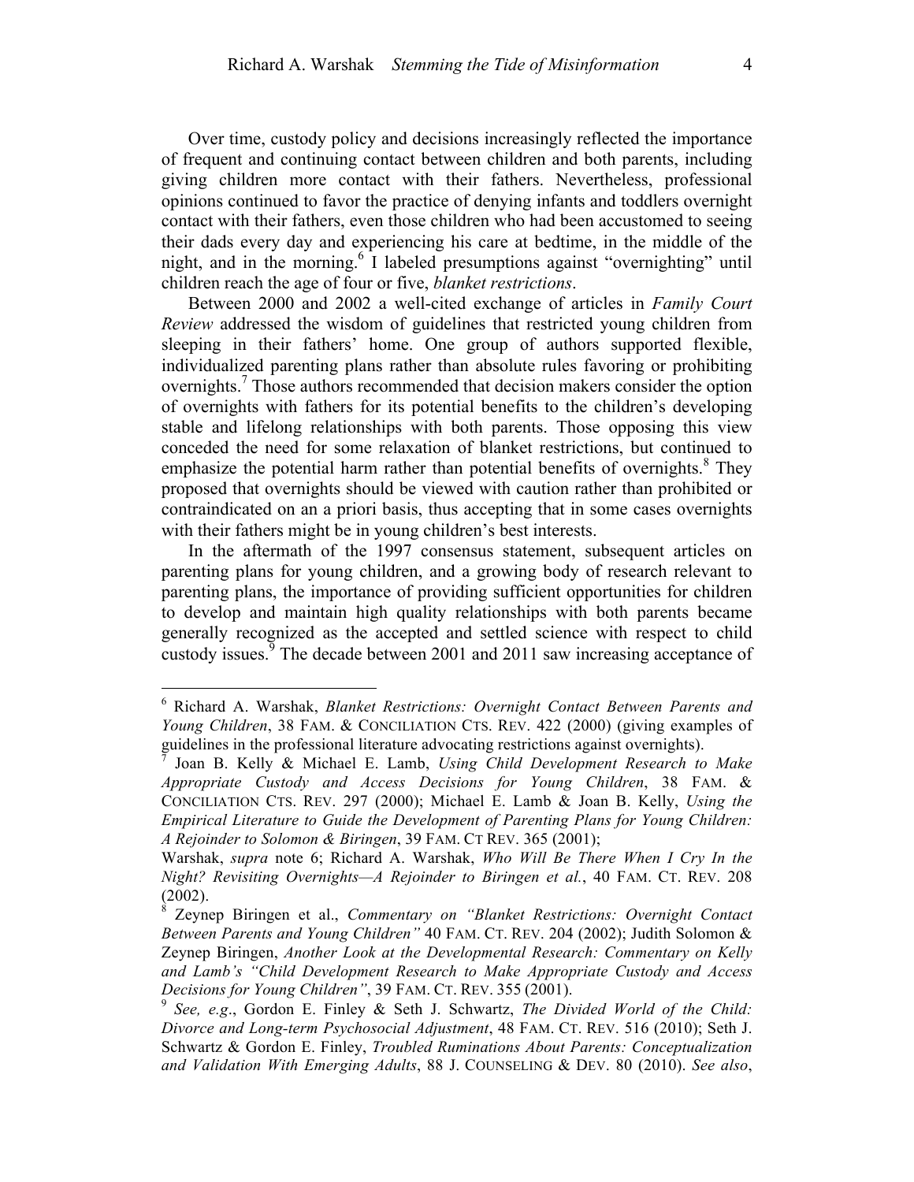Over time, custody policy and decisions increasingly reflected the importance of frequent and continuing contact between children and both parents, including giving children more contact with their fathers. Nevertheless, professional opinions continued to favor the practice of denying infants and toddlers overnight contact with their fathers, even those children who had been accustomed to seeing their dads every day and experiencing his care at bedtime, in the middle of the night, and in the morning.[6] I labeled presumptions against "overnighting" until children reach the age of four or five, *blanket restrictions*.

Between 2000 and 2002 a well-cited exchange of articles in *Family Court Review* addressed the wisdom of guidelines that restricted young children from sleeping in their fathers' home. One group of authors supported flexible, individualized parenting plans rather than absolute rules favoring or prohibiting overnights.[7] Those authors recommended that decision makers consider the option of overnights with fathers for its potential benefits to the children's developing stable and lifelong relationships with both parents. Those opposing this view conceded the need for some relaxation of blanket restrictions, but continued to emphasize the potential harm rather than potential benefits of overnights.[8] They proposed that overnights should be viewed with caution rather than prohibited or contraindicated on an a priori basis, thus accepting that in some cases overnights with their fathers might be in young children's best interests.

In the aftermath of the 1997 consensus statement, subsequent articles on parenting plans for young children, and a growing body of research relevant to parenting plans, the importance of providing sufficient opportunities for children to develop and maintain high quality relationships with both parents became generally recognized as the accepted and settled science with respect to child custody issues.[9] The decade between 2001 and 2011 saw increasing acceptance of

---

[6] Richard A. Warshak, *Blanket Restrictions: Overnight Contact Between Parents and Young Children*, 38 FAM. & CONCILIATION CTS. REV. 422 (2000) (giving examples of guidelines in the professional literature advocating restrictions against overnights).

[7] Joan B. Kelly & Michael E. Lamb, *Using Child Development Research to Make Appropriate Custody and Access Decisions for Young Children*, 38 FAM. & CONCILIATION CTS. REV. 297 (2000); Michael E. Lamb & Joan B. Kelly, *Using the Empirical Literature to Guide the Development of Parenting Plans for Young Children: A Rejoinder to Solomon & Biringen*, 39 FAM. CT REV. 365 (2001); Warshak, *supra* note 6; Richard A. Warshak, *Who Will Be There When I Cry In the Night? Revisiting Overnights—A Rejoinder to Biringen et al.*, 40 FAM. CT. REV. 208 (2002).

[8] Zeynep Biringen et al., *Commentary on "Blanket Restrictions: Overnight Contact Between Parents and Young Children"* 40 FAM. CT. REV. 204 (2002); Judith Solomon & Zeynep Biringen, *Another Look at the Developmental Research: Commentary on Kelly and Lamb's "Child Development Research to Make Appropriate Custody and Access Decisions for Young Children"*, 39 FAM. CT. REV. 355 (2001).

[9] *See, e.g*., Gordon E. Finley & Seth J. Schwartz, *The Divided World of the Child: Divorce and Long-term Psychosocial Adjustment*, 48 FAM. CT. REV. 516 (2010); Seth J. Schwartz & Gordon E. Finley, *Troubled Ruminations About Parents: Conceptualization and Validation With Emerging Adults*, 88 J. COUNSELING & DEV. 80 (2010). *See also*,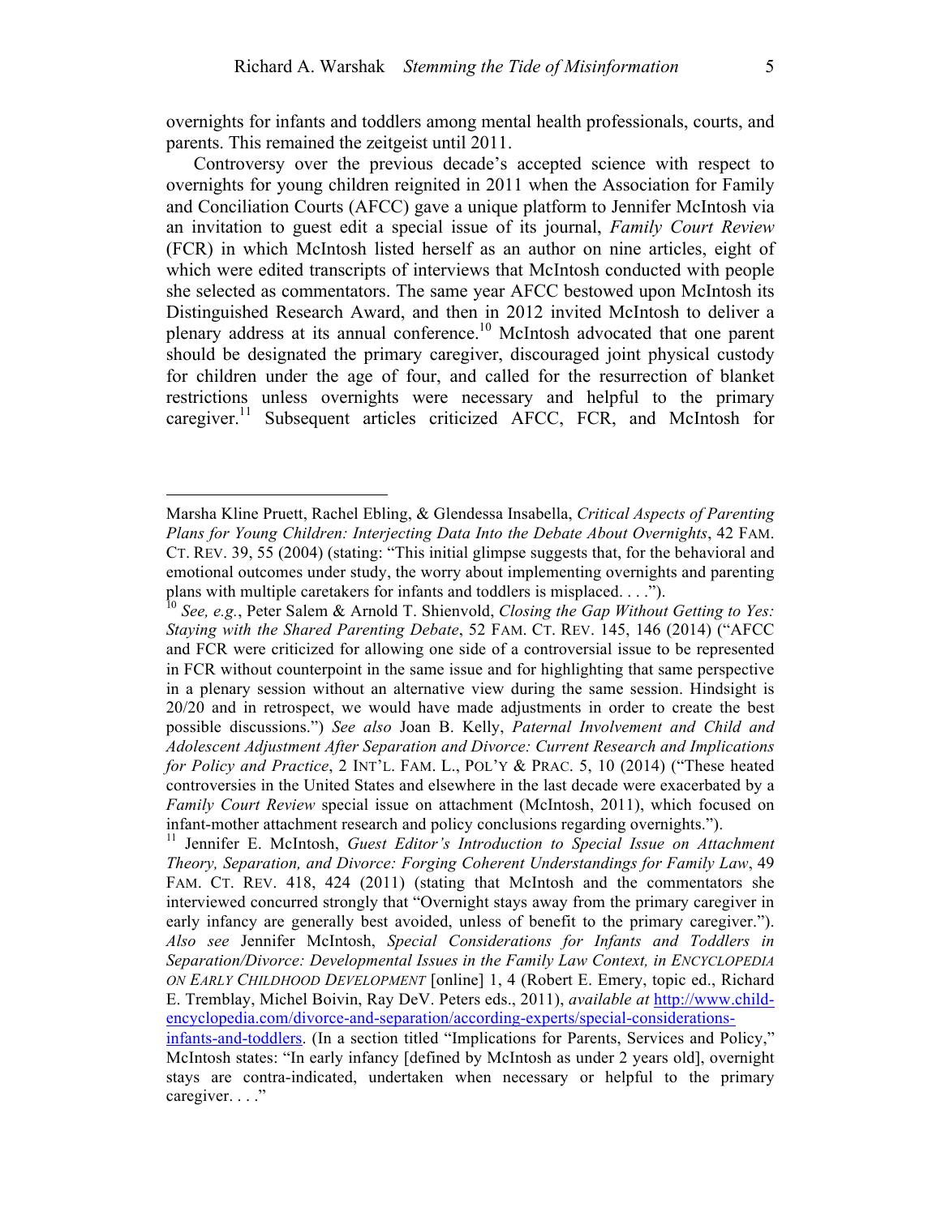overnights for infants and toddlers among mental health professionals, courts, and parents. This remained the zeitgeist until 2011.

Controversy over the previous decade's accepted science with respect to overnights for young children reignited in 2011 when the Association for Family and Conciliation Courts (AFCC) gave a unique platform to Jennifer McIntosh via an invitation to guest edit a special issue of its journal, *Family Court Review* (FCR) in which McIntosh listed herself as an author on nine articles, eight of which were edited transcripts of interviews that McIntosh conducted with people she selected as commentators. The same year AFCC bestowed upon McIntosh its Distinguished Research Award, and then in 2012 invited McIntosh to deliver a plenary address at its annual conference.[10] McIntosh advocated that one parent should be designated the primary caregiver, discouraged joint physical custody for children under the age of four, and called for the resurrection of blanket restrictions unless overnights were necessary and helpful to the primary caregiver.[11] Subsequent articles criticized AFCC, FCR, and McIntosh for

---

Marsha Kline Pruett, Rachel Ebling, & Glendessa Insabella, *Critical Aspects of Parenting Plans for Young Children: Interjecting Data Into the Debate About Overnights*, 42 FAM. CT. REV. 39, 55 (2004) (stating: "This initial glimpse suggests that, for the behavioral and emotional outcomes under study, the worry about implementing overnights and parenting plans with multiple caretakers for infants and toddlers is misplaced. . . .").

[10] *See, e.g.*, Peter Salem & Arnold T. Shienvold, *Closing the Gap Without Getting to Yes: Staying with the Shared Parenting Debate*, 52 FAM. CT. REV. 145, 146 (2014) ("AFCC and FCR were criticized for allowing one side of a controversial issue to be represented in FCR without counterpoint in the same issue and for highlighting that same perspective in a plenary session without an alternative view during the same session. Hindsight is 20/20 and in retrospect, we would have made adjustments in order to create the best possible discussions.") *See also* Joan B. Kelly, *Paternal Involvement and Child and Adolescent Adjustment After Separation and Divorce: Current Research and Implications for Policy and Practice*, 2 INT'L. FAM. L., POL'Y & PRAC. 5, 10 (2014) ("These heated controversies in the United States and elsewhere in the last decade were exacerbated by a *Family Court Review* special issue on attachment (McIntosh, 2011), which focused on infant-mother attachment research and policy conclusions regarding overnights.").

[11] Jennifer E. McIntosh, *Guest Editor's Introduction to Special Issue on Attachment Theory, Separation, and Divorce: Forging Coherent Understandings for Family Law*, 49 FAM. CT. REV. 418, 424 (2011) (stating that McIntosh and the commentators she interviewed concurred strongly that "Overnight stays away from the primary caregiver in early infancy are generally best avoided, unless of benefit to the primary caregiver."). *Also see* Jennifer McIntosh, *Special Considerations for Infants and Toddlers in Separation/Divorce: Developmental Issues in the Family Law Context, in ENCYCLOPEDIA ON EARLY CHILDHOOD DEVELOPMENT* [online] 1, 4 (Robert E. Emery, topic ed., Richard E. Tremblay, Michel Boivin, Ray DeV. Peters eds., 2011), *available at* http://www.child-encyclopedia.com/divorce-and-separation/according-experts/special-considerations-infants-and-toddlers. (In a section titled "Implications for Parents, Services and Policy," McIntosh states: "In early infancy [defined by McIntosh as under 2 years old], overnight stays are contra-indicated, undertaken when necessary or helpful to the primary caregiver. . . ."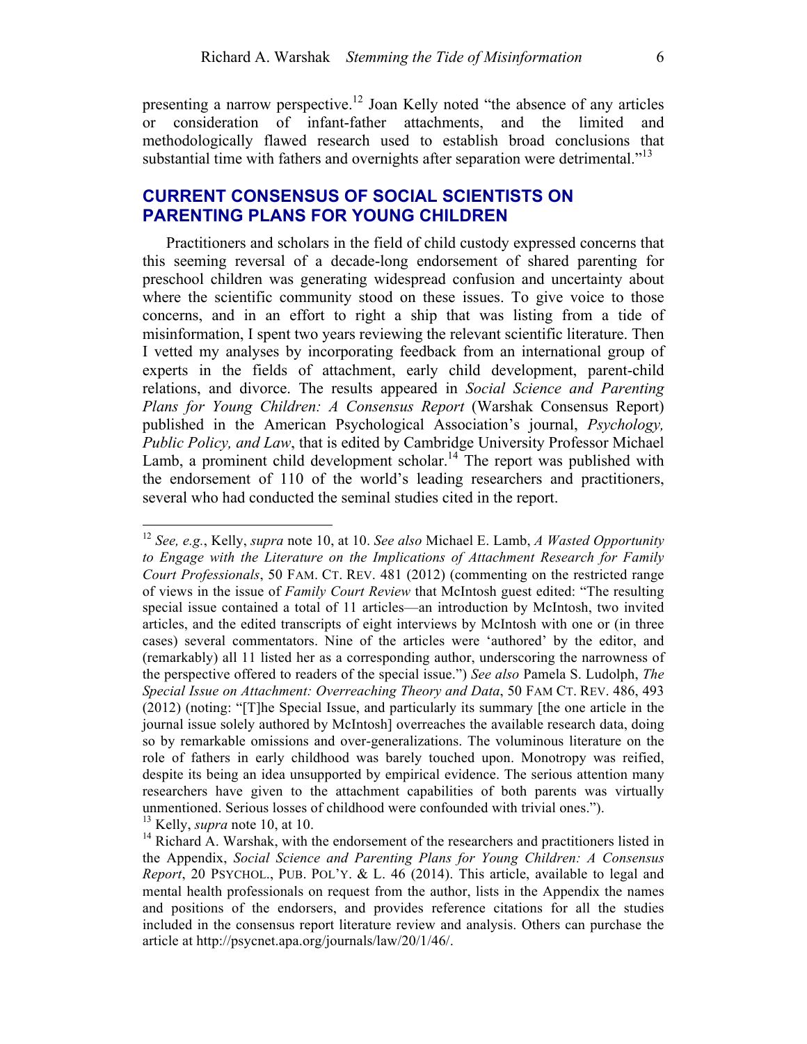presenting a narrow perspective.[12] Joan Kelly noted "the absence of any articles or consideration of infant-father attachments, and the limited and methodologically flawed research used to establish broad conclusions that substantial time with fathers and overnights after separation were detrimental."[13]

## CURRENT CONSENSUS OF SOCIAL SCIENTISTS ON PARENTING PLANS FOR YOUNG CHILDREN

Practitioners and scholars in the field of child custody expressed concerns that this seeming reversal of a decade-long endorsement of shared parenting for preschool children was generating widespread confusion and uncertainty about where the scientific community stood on these issues. To give voice to those concerns, and in an effort to right a ship that was listing from a tide of misinformation, I spent two years reviewing the relevant scientific literature. Then I vetted my analyses by incorporating feedback from an international group of experts in the fields of attachment, early child development, parent-child relations, and divorce. The results appeared in *Social Science and Parenting Plans for Young Children: A Consensus Report* (Warshak Consensus Report) published in the American Psychological Association's journal, *Psychology, Public Policy, and Law*, that is edited by Cambridge University Professor Michael Lamb, a prominent child development scholar.[14] The report was published with the endorsement of 110 of the world's leading researchers and practitioners, several who had conducted the seminal studies cited in the report.

---

[12] *See, e.g.*, Kelly, *supra* note 10, at 10. *See also* Michael E. Lamb, *A Wasted Opportunity to Engage with the Literature on the Implications of Attachment Research for Family Court Professionals*, 50 FAM. CT. REV. 481 (2012) (commenting on the restricted range of views in the issue of *Family Court Review* that McIntosh guest edited: "The resulting special issue contained a total of 11 articles—an introduction by McIntosh, two invited articles, and the edited transcripts of eight interviews by McIntosh with one or (in three cases) several commentators. Nine of the articles were 'authored' by the editor, and (remarkably) all 11 listed her as a corresponding author, underscoring the narrowness of the perspective offered to readers of the special issue.") *See also* Pamela S. Ludolph, *The Special Issue on Attachment: Overreaching Theory and Data*, 50 FAM CT. REV. 486, 493 (2012) (noting: "[T]he Special Issue, and particularly its summary [the one article in the journal issue solely authored by McIntosh] overreaches the available research data, doing so by remarkable omissions and over-generalizations. The voluminous literature on the role of fathers in early childhood was barely touched upon. Monotropy was reified, despite its being an idea unsupported by empirical evidence. The serious attention many researchers have given to the attachment capabilities of both parents was virtually unmentioned. Serious losses of childhood were confounded with trivial ones.").

[13] Kelly, *supra* note 10, at 10.

[14] Richard A. Warshak, with the endorsement of the researchers and practitioners listed in the Appendix, *Social Science and Parenting Plans for Young Children: A Consensus Report*, 20 PSYCHOL., PUB. POL'Y. & L. 46 (2014). This article, available to legal and mental health professionals on request from the author, lists in the Appendix the names and positions of the endorsers, and provides reference citations for all the studies included in the consensus report literature review and analysis. Others can purchase the article at http://psycnet.apa.org/journals/law/20/1/46/.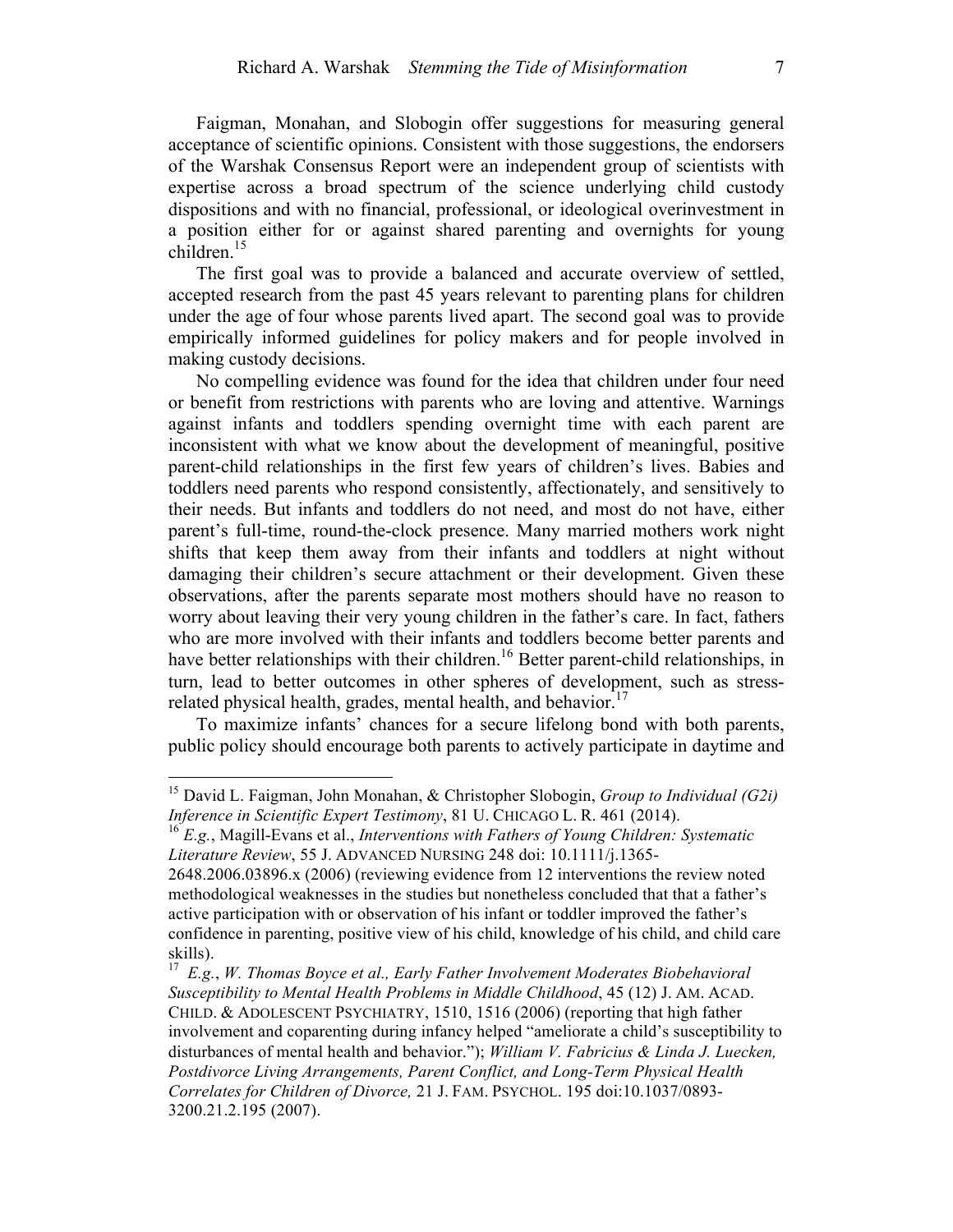Faigman, Monahan, and Slobogin offer suggestions for measuring general acceptance of scientific opinions. Consistent with those suggestions, the endorsers of the Warshak Consensus Report were an independent group of scientists with expertise across a broad spectrum of the science underlying child custody dispositions and with no financial, professional, or ideological overinvestment in a position either for or against shared parenting and overnights for young children.[15]

The first goal was to provide a balanced and accurate overview of settled, accepted research from the past 45 years relevant to parenting plans for children under the age of four whose parents lived apart. The second goal was to provide empirically informed guidelines for policy makers and for people involved in making custody decisions.

No compelling evidence was found for the idea that children under four need or benefit from restrictions with parents who are loving and attentive. Warnings against infants and toddlers spending overnight time with each parent are inconsistent with what we know about the development of meaningful, positive parent-child relationships in the first few years of children's lives. Babies and toddlers need parents who respond consistently, affectionately, and sensitively to their needs. But infants and toddlers do not need, and most do not have, either parent's full-time, round-the-clock presence. Many married mothers work night shifts that keep them away from their infants and toddlers at night without damaging their children's secure attachment or their development. Given these observations, after the parents separate most mothers should have no reason to worry about leaving their very young children in the father's care. In fact, fathers who are more involved with their infants and toddlers become better parents and have better relationships with their children.[16] Better parent-child relationships, in turn, lead to better outcomes in other spheres of development, such as stress-related physical health, grades, mental health, and behavior.[17]

To maximize infants' chances for a secure lifelong bond with both parents, public policy should encourage both parents to actively participate in daytime and

---

[15] David L. Faigman, John Monahan, & Christopher Slobogin, *Group to Individual (G2i) Inference in Scientific Expert Testimony*, 81 U. CHICAGO L. R. 461 (2014).

[16] *E.g.*, Magill-Evans et al., *Interventions with Fathers of Young Children: Systematic Literature Review*, 55 J. ADVANCED NURSING 248 doi: 10.1111/j.1365-2648.2006.03896.x (2006) (reviewing evidence from 12 interventions the review noted methodological weaknesses in the studies but nonetheless concluded that that a father's active participation with or observation of his infant or toddler improved the father's confidence in parenting, positive view of his child, knowledge of his child, and child care skills).

[17] *E.g.*, *W. Thomas Boyce et al., Early Father Involvement Moderates Biobehavioral Susceptibility to Mental Health Problems in Middle Childhood*, 45 (12) J. AM. ACAD. CHILD. & ADOLESCENT PSYCHIATRY, 1510, 1516 (2006) (reporting that high father involvement and coparenting during infancy helped "ameliorate a child's susceptibility to disturbances of mental health and behavior."); *William V. Fabricius & Linda J. Luecken, Postdivorce Living Arrangements, Parent Conflict, and Long-Term Physical Health Correlates for Children of Divorce,* 21 J. FAM. PSYCHOL. 195 doi:10.1037/0893-3200.21.2.195 (2007).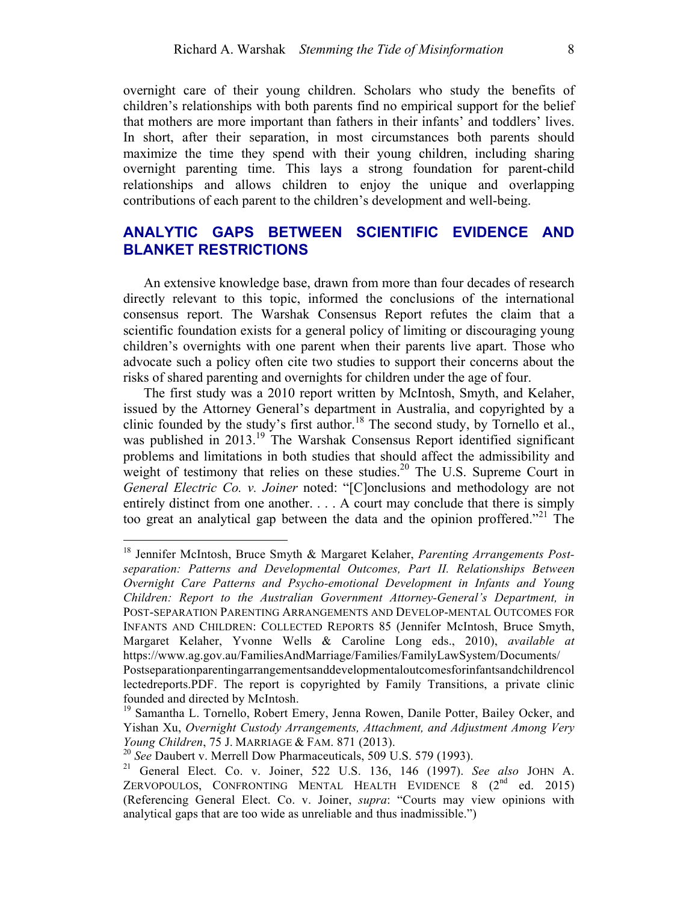overnight care of their young children. Scholars who study the benefits of children's relationships with both parents find no empirical support for the belief that mothers are more important than fathers in their infants' and toddlers' lives. In short, after their separation, in most circumstances both parents should maximize the time they spend with their young children, including sharing overnight parenting time. This lays a strong foundation for parent-child relationships and allows children to enjoy the unique and overlapping contributions of each parent to the children's development and well-being.

## ANALYTIC GAPS BETWEEN SCIENTIFIC EVIDENCE AND BLANKET RESTRICTIONS

An extensive knowledge base, drawn from more than four decades of research directly relevant to this topic, informed the conclusions of the international consensus report. The Warshak Consensus Report refutes the claim that a scientific foundation exists for a general policy of limiting or discouraging young children's overnights with one parent when their parents live apart. Those who advocate such a policy often cite two studies to support their concerns about the risks of shared parenting and overnights for children under the age of four.

The first study was a 2010 report written by McIntosh, Smyth, and Kelaher, issued by the Attorney General's department in Australia, and copyrighted by a clinic founded by the study's first author.[18] The second study, by Tornello et al., was published in 2013.[19] The Warshak Consensus Report identified significant problems and limitations in both studies that should affect the admissibility and weight of testimony that relies on these studies.[20] The U.S. Supreme Court in *General Electric Co. v. Joiner* noted: "[C]onclusions and methodology are not entirely distinct from one another. . . . A court may conclude that there is simply too great an analytical gap between the data and the opinion proffered."[21] The

---

[18] Jennifer McIntosh, Bruce Smyth & Margaret Kelaher, *Parenting Arrangements Post-separation: Patterns and Developmental Outcomes, Part II. Relationships Between Overnight Care Patterns and Psycho-emotional Development in Infants and Young Children: Report to the Australian Government Attorney-General's Department, in* POST-SEPARATION PARENTING ARRANGEMENTS AND DEVELOP-MENTAL OUTCOMES FOR INFANTS AND CHILDREN: COLLECTED REPORTS 85 (Jennifer McIntosh, Bruce Smyth, Margaret Kelaher, Yvonne Wells & Caroline Long eds., 2010), *available at* https://www.ag.gov.au/FamiliesAndMarriage/Families/FamilyLawSystem/Documents/Postseparationparentingarrangementsanddevelopmentaloutcomesforinfantsandchildrencollectedreports.PDF. The report is copyrighted by Family Transitions, a private clinic founded and directed by McIntosh.

[19] Samantha L. Tornello, Robert Emery, Jenna Rowen, Danile Potter, Bailey Ocker, and Yishan Xu, *Overnight Custody Arrangements, Attachment, and Adjustment Among Very Young Children*, 75 J. MARRIAGE & FAM. 871 (2013).

[20] *See* Daubert v. Merrell Dow Pharmaceuticals, 509 U.S. 579 (1993).

[21] General Elect. Co. v. Joiner, 522 U.S. 136, 146 (1997). *See also* JOHN A. ZERVOPOULOS, CONFRONTING MENTAL HEALTH EVIDENCE 8 (2nd ed. 2015) (Referencing General Elect. Co. v. Joiner, *supra*: "Courts may view opinions with analytical gaps that are too wide as unreliable and thus inadmissible.")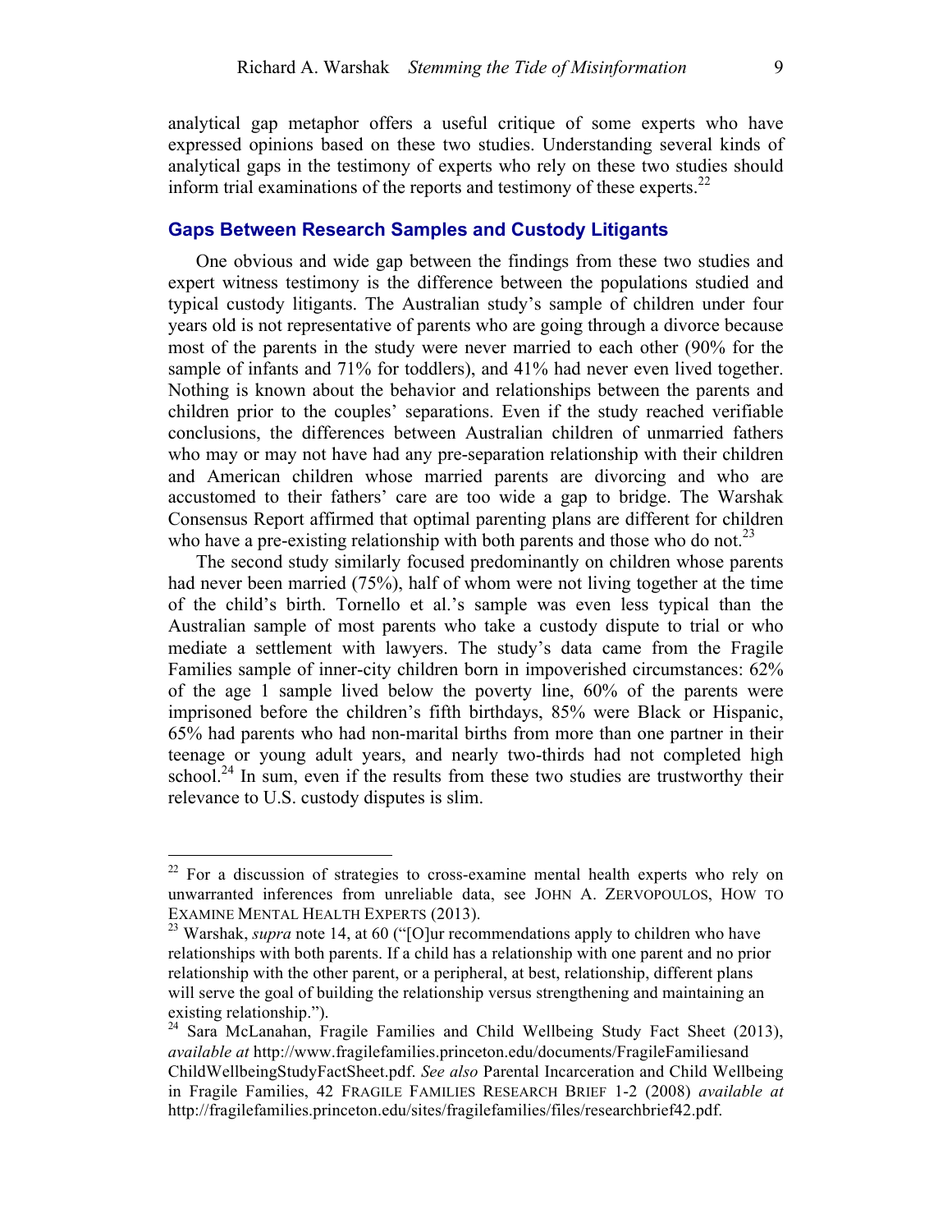analytical gap metaphor offers a useful critique of some experts who have expressed opinions based on these two studies. Understanding several kinds of analytical gaps in the testimony of experts who rely on these two studies should inform trial examinations of the reports and testimony of these experts.[22]

## Gaps Between Research Samples and Custody Litigants

One obvious and wide gap between the findings from these two studies and expert witness testimony is the difference between the populations studied and typical custody litigants. The Australian study's sample of children under four years old is not representative of parents who are going through a divorce because most of the parents in the study were never married to each other (90% for the sample of infants and 71% for toddlers), and 41% had never even lived together. Nothing is known about the behavior and relationships between the parents and children prior to the couples' separations. Even if the study reached verifiable conclusions, the differences between Australian children of unmarried fathers who may or may not have had any pre-separation relationship with their children and American children whose married parents are divorcing and who are accustomed to their fathers' care are too wide a gap to bridge. The Warshak Consensus Report affirmed that optimal parenting plans are different for children who have a pre-existing relationship with both parents and those who do not.[23]

The second study similarly focused predominantly on children whose parents had never been married (75%), half of whom were not living together at the time of the child's birth. Tornello et al.'s sample was even less typical than the Australian sample of most parents who take a custody dispute to trial or who mediate a settlement with lawyers. The study's data came from the Fragile Families sample of inner-city children born in impoverished circumstances: 62% of the age 1 sample lived below the poverty line, 60% of the parents were imprisoned before the children's fifth birthdays, 85% were Black or Hispanic, 65% had parents who had non-marital births from more than one partner in their teenage or young adult years, and nearly two-thirds had not completed high school.[24] In sum, even if the results from these two studies are trustworthy their relevance to U.S. custody disputes is slim.

---

[22] For a discussion of strategies to cross-examine mental health experts who rely on unwarranted inferences from unreliable data, see JOHN A. ZERVOPOULOS, HOW TO EXAMINE MENTAL HEALTH EXPERTS (2013).

[23] Warshak, *supra* note 14, at 60 ("[O]ur recommendations apply to children who have relationships with both parents. If a child has a relationship with one parent and no prior relationship with the other parent, or a peripheral, at best, relationship, different plans will serve the goal of building the relationship versus strengthening and maintaining an existing relationship.").

[24] Sara McLanahan, Fragile Families and Child Wellbeing Study Fact Sheet (2013), *available at* http://www.fragilefamilies.princeton.edu/documents/FragileFamiliesandChildWellbeingStudyFactSheet.pdf. *See also* Parental Incarceration and Child Wellbeing in Fragile Families, 42 FRAGILE FAMILIES RESEARCH BRIEF 1-2 (2008) *available at* http://fragilefamilies.princeton.edu/sites/fragilefamilies/files/researchbrief42.pdf.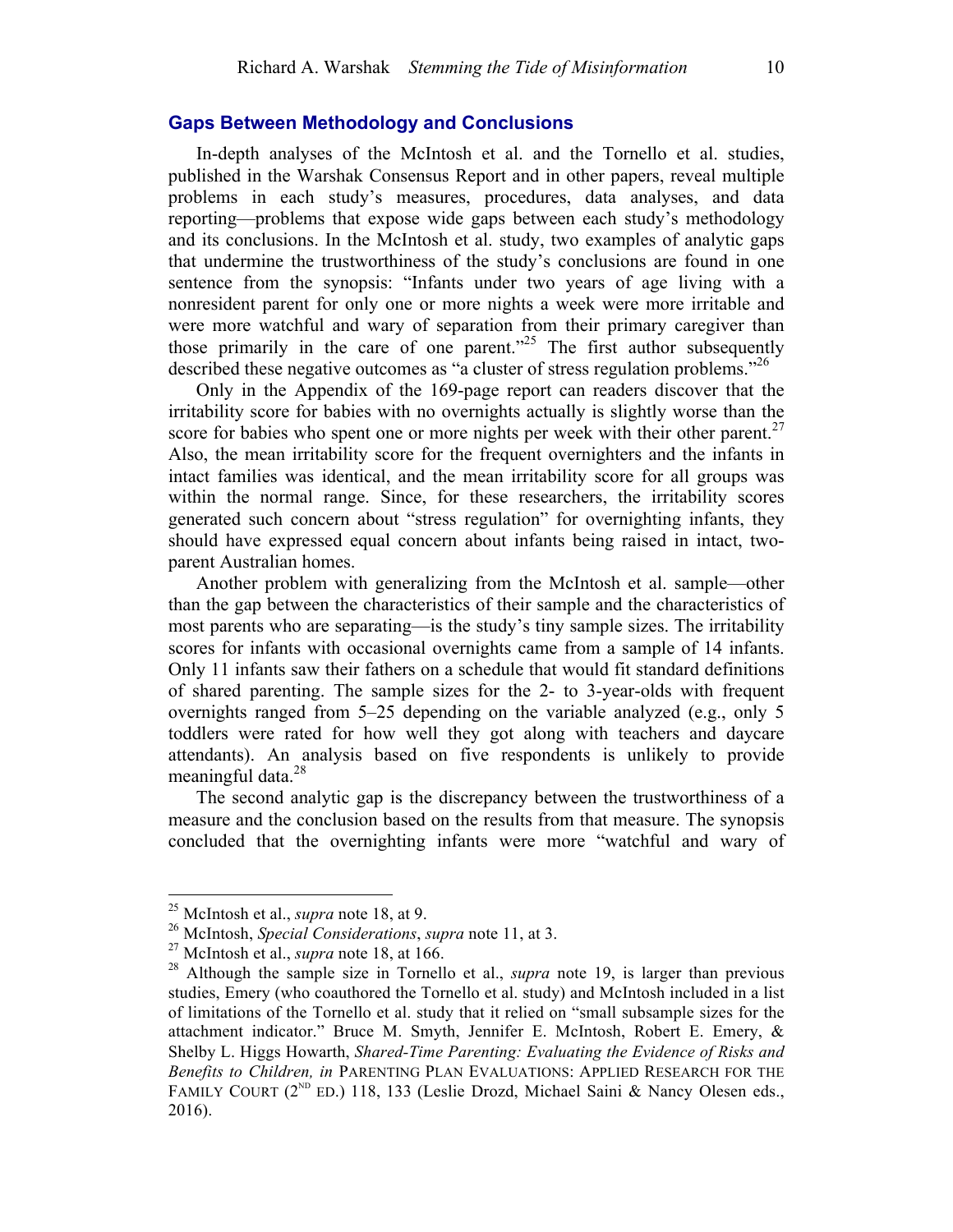## Gaps Between Methodology and Conclusions

In-depth analyses of the McIntosh et al. and the Tornello et al. studies, published in the Warshak Consensus Report and in other papers, reveal multiple problems in each study's measures, procedures, data analyses, and data reporting—problems that expose wide gaps between each study's methodology and its conclusions. In the McIntosh et al. study, two examples of analytic gaps that undermine the trustworthiness of the study's conclusions are found in one sentence from the synopsis: "Infants under two years of age living with a nonresident parent for only one or more nights a week were more irritable and were more watchful and wary of separation from their primary caregiver than those primarily in the care of one parent."[25] The first author subsequently described these negative outcomes as "a cluster of stress regulation problems."[26]

Only in the Appendix of the 169-page report can readers discover that the irritability score for babies with no overnights actually is slightly worse than the score for babies who spent one or more nights per week with their other parent.[27] Also, the mean irritability score for the frequent overnighters and the infants in intact families was identical, and the mean irritability score for all groups was within the normal range. Since, for these researchers, the irritability scores generated such concern about "stress regulation" for overnighting infants, they should have expressed equal concern about infants being raised in intact, two-parent Australian homes.

Another problem with generalizing from the McIntosh et al. sample—other than the gap between the characteristics of their sample and the characteristics of most parents who are separating—is the study's tiny sample sizes. The irritability scores for infants with occasional overnights came from a sample of 14 infants. Only 11 infants saw their fathers on a schedule that would fit standard definitions of shared parenting. The sample sizes for the 2- to 3-year-olds with frequent overnights ranged from 5–25 depending on the variable analyzed (e.g., only 5 toddlers were rated for how well they got along with teachers and daycare attendants). An analysis based on five respondents is unlikely to provide meaningful data.[28]

The second analytic gap is the discrepancy between the trustworthiness of a measure and the conclusion based on the results from that measure. The synopsis concluded that the overnighting infants were more "watchful and wary of

---

[25] McIntosh et al., *supra* note 18, at 9.

[26] McIntosh, *Special Considerations*, *supra* note 11, at 3.

[27] McIntosh et al., *supra* note 18, at 166.

[28] Although the sample size in Tornello et al., *supra* note 19, is larger than previous studies, Emery (who coauthored the Tornello et al. study) and McIntosh included in a list of limitations of the Tornello et al. study that it relied on "small subsample sizes for the attachment indicator." Bruce M. Smyth, Jennifer E. McIntosh, Robert E. Emery, & Shelby L. Higgs Howarth, *Shared-Time Parenting: Evaluating the Evidence of Risks and Benefits to Children, in* PARENTING PLAN EVALUATIONS: APPLIED RESEARCH FOR THE FAMILY COURT (2ND ED.) 118, 133 (Leslie Drozd, Michael Saini & Nancy Olesen eds., 2016).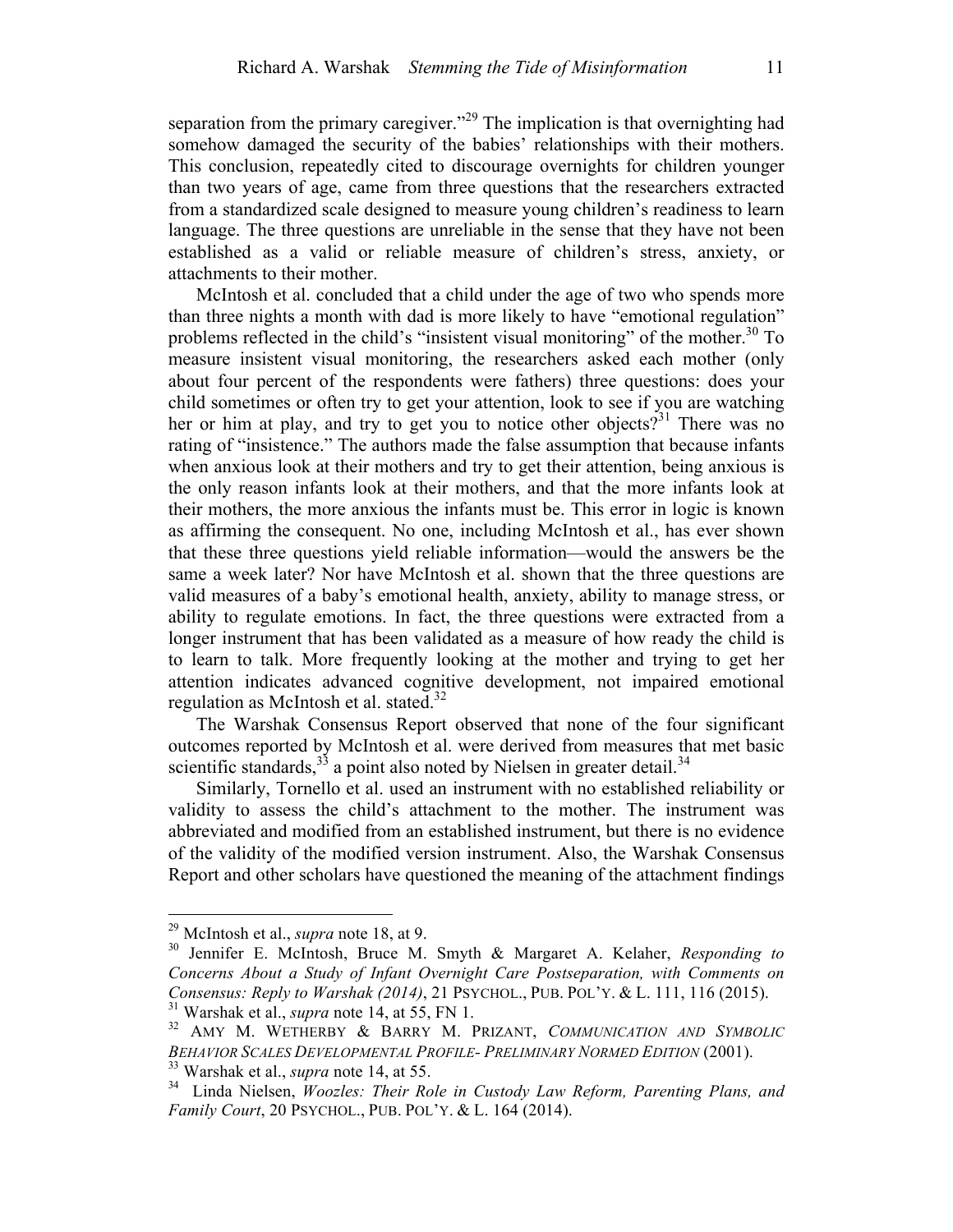separation from the primary caregiver."[29] The implication is that overnighting had somehow damaged the security of the babies' relationships with their mothers. This conclusion, repeatedly cited to discourage overnights for children younger than two years of age, came from three questions that the researchers extracted from a standardized scale designed to measure young children's readiness to learn language. The three questions are unreliable in the sense that they have not been established as a valid or reliable measure of children's stress, anxiety, or attachments to their mother.

McIntosh et al. concluded that a child under the age of two who spends more than three nights a month with dad is more likely to have "emotional regulation" problems reflected in the child's "insistent visual monitoring" of the mother.[30] To measure insistent visual monitoring, the researchers asked each mother (only about four percent of the respondents were fathers) three questions: does your child sometimes or often try to get your attention, look to see if you are watching her or him at play, and try to get you to notice other objects?[31] There was no rating of "insistence." The authors made the false assumption that because infants when anxious look at their mothers and try to get their attention, being anxious is the only reason infants look at their mothers, and that the more infants look at their mothers, the more anxious the infants must be. This error in logic is known as affirming the consequent. No one, including McIntosh et al., has ever shown that these three questions yield reliable information—would the answers be the same a week later? Nor have McIntosh et al. shown that the three questions are valid measures of a baby's emotional health, anxiety, ability to manage stress, or ability to regulate emotions. In fact, the three questions were extracted from a longer instrument that has been validated as a measure of how ready the child is to learn to talk. More frequently looking at the mother and trying to get her attention indicates advanced cognitive development, not impaired emotional regulation as McIntosh et al. stated.[32]

The Warshak Consensus Report observed that none of the four significant outcomes reported by McIntosh et al. were derived from measures that met basic scientific standards,[33] a point also noted by Nielsen in greater detail.[34]

Similarly, Tornello et al. used an instrument with no established reliability or validity to assess the child's attachment to the mother. The instrument was abbreviated and modified from an established instrument, but there is no evidence of the validity of the modified version instrument. Also, the Warshak Consensus Report and other scholars have questioned the meaning of the attachment findings

---

[29] McIntosh et al., *supra* note 18, at 9.

[30] Jennifer E. McIntosh, Bruce M. Smyth & Margaret A. Kelaher, *Responding to Concerns About a Study of Infant Overnight Care Postseparation, with Comments on Consensus: Reply to Warshak (2014)*, 21 PSYCHOL., PUB. POL'Y. & L. 111, 116 (2015).

[31] Warshak et al., *supra* note 14, at 55, FN 1.

[32] AMY M. WETHERBY & BARRY M. PRIZANT, *COMMUNICATION AND SYMBOLIC BEHAVIOR SCALES DEVELOPMENTAL PROFILE- PRELIMINARY NORMED EDITION* (2001).

[33] Warshak et al., *supra* note 14, at 55.

[34] Linda Nielsen, *Woozles: Their Role in Custody Law Reform, Parenting Plans, and Family Court*, 20 PSYCHOL., PUB. POL'Y. & L. 164 (2014).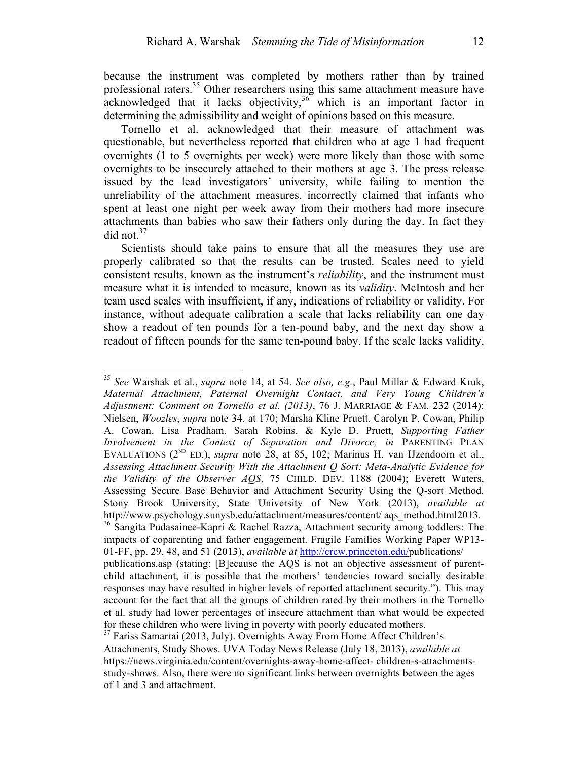because the instrument was completed by mothers rather than by trained professional raters.[35] Other researchers using this same attachment measure have acknowledged that it lacks objectivity,[36] which is an important factor in determining the admissibility and weight of opinions based on this measure.

Tornello et al. acknowledged that their measure of attachment was questionable, but nevertheless reported that children who at age 1 had frequent overnights (1 to 5 overnights per week) were more likely than those with some overnights to be insecurely attached to their mothers at age 3. The press release issued by the lead investigators' university, while failing to mention the unreliability of the attachment measures, incorrectly claimed that infants who spent at least one night per week away from their mothers had more insecure attachments than babies who saw their fathers only during the day. In fact they did not.[37]

Scientists should take pains to ensure that all the measures they use are properly calibrated so that the results can be trusted. Scales need to yield consistent results, known as the instrument's *reliability*, and the instrument must measure what it is intended to measure, known as its *validity*. McIntosh and her team used scales with insufficient, if any, indications of reliability or validity. For instance, without adequate calibration a scale that lacks reliability can one day show a readout of ten pounds for a ten-pound baby, and the next day show a readout of fifteen pounds for the same ten-pound baby. If the scale lacks validity,

---

[35] *See* Warshak et al., *supra* note 14, at 54. *See also, e.g.*, Paul Millar & Edward Kruk, *Maternal Attachment, Paternal Overnight Contact, and Very Young Children's Adjustment: Comment on Tornello et al. (2013)*, 76 J. MARRIAGE & FAM. 232 (2014); Nielsen, *Woozles*, *supra* note 34, at 170; Marsha Kline Pruett, Carolyn P. Cowan, Philip A. Cowan, Lisa Pradham, Sarah Robins, & Kyle D. Pruett, *Supporting Father Involvement in the Context of Separation and Divorce, in* PARENTING PLAN EVALUATIONS (2ND ED.), *supra* note 28, at 85, 102; Marinus H. van IJzendoorn et al., *Assessing Attachment Security With the Attachment Q Sort: Meta-Analytic Evidence for the Validity of the Observer AQS*, 75 CHILD. DEV. 1188 (2004); Everett Waters, Assessing Secure Base Behavior and Attachment Security Using the Q-sort Method. Stony Brook University, State University of New York (2013), *available at* http://www.psychology.sunysb.edu/attachment/measures/content/ aqs_method.html2013.

[36] Sangita Pudasainee-Kapri & Rachel Razza, Attachment security among toddlers: The impacts of coparenting and father engagement. Fragile Families Working Paper WP13-01-FF, pp. 29, 48, and 51 (2013), *available at* http://crcw.princeton.edu/publications/ publications.asp (stating: [B]ecause the AQS is not an objective assessment of parent-child attachment, it is possible that the mothers' tendencies toward socially desirable responses may have resulted in higher levels of reported attachment security."). This may account for the fact that all the groups of children rated by their mothers in the Tornello et al. study had lower percentages of insecure attachment than what would be expected for these children who were living in poverty with poorly educated mothers.

[37] Fariss Samarrai (2013, July). Overnights Away From Home Affect Children's Attachments, Study Shows. UVA Today News Release (July 18, 2013), *available at* https://news.virginia.edu/content/overnights-away-home-affect- children-s-attachments-study-shows. Also, there were no significant links between overnights between the ages of 1 and 3 and attachment.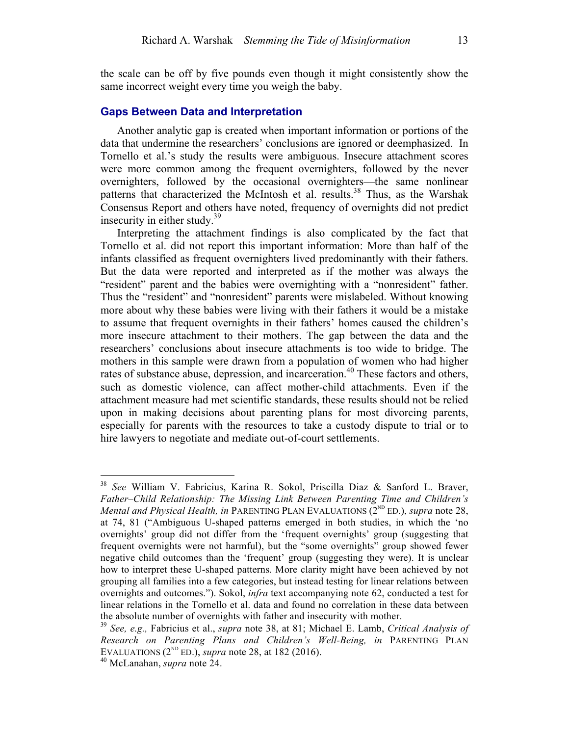the scale can be off by five pounds even though it might consistently show the same incorrect weight every time you weigh the baby.

### Gaps Between Data and Interpretation

Another analytic gap is created when important information or portions of the data that undermine the researchers' conclusions are ignored or deemphasized. In Tornello et al.'s study the results were ambiguous. Insecure attachment scores were more common among the frequent overnighters, followed by the never overnighters, followed by the occasional overnighters—the same nonlinear patterns that characterized the McIntosh et al. results.[38] Thus, as the Warshak Consensus Report and others have noted, frequency of overnights did not predict insecurity in either study.[39]

Interpreting the attachment findings is also complicated by the fact that Tornello et al. did not report this important information: More than half of the infants classified as frequent overnighters lived predominantly with their fathers. But the data were reported and interpreted as if the mother was always the "resident" parent and the babies were overnighting with a "nonresident" father. Thus the "resident" and "nonresident" parents were mislabeled. Without knowing more about why these babies were living with their fathers it would be a mistake to assume that frequent overnights in their fathers' homes caused the children's more insecure attachment to their mothers. The gap between the data and the researchers' conclusions about insecure attachments is too wide to bridge. The mothers in this sample were drawn from a population of women who had higher rates of substance abuse, depression, and incarceration.[40] These factors and others, such as domestic violence, can affect mother-child attachments. Even if the attachment measure had met scientific standards, these results should not be relied upon in making decisions about parenting plans for most divorcing parents, especially for parents with the resources to take a custody dispute to trial or to hire lawyers to negotiate and mediate out-of-court settlements.

---

[38] *See* William V. Fabricius, Karina R. Sokol, Priscilla Diaz & Sanford L. Braver, *Father–Child Relationship: The Missing Link Between Parenting Time and Children's Mental and Physical Health, in* PARENTING PLAN EVALUATIONS (2ND ED.), *supra* note 28, at 74, 81 ("Ambiguous U-shaped patterns emerged in both studies, in which the 'no overnights' group did not differ from the 'frequent overnights' group (suggesting that frequent overnights were not harmful), but the "some overnights" group showed fewer negative child outcomes than the 'frequent' group (suggesting they were). It is unclear how to interpret these U-shaped patterns. More clarity might have been achieved by not grouping all families into a few categories, but instead testing for linear relations between overnights and outcomes."). Sokol, *infra* text accompanying note 62, conducted a test for linear relations in the Tornello et al. data and found no correlation in these data between the absolute number of overnights with father and insecurity with mother.

[39] *See, e.g.,* Fabricius et al., *supra* note 38, at 81; Michael E. Lamb, *Critical Analysis of Research on Parenting Plans and Children's Well-Being, in* PARENTING PLAN EVALUATIONS (2ND ED.), *supra* note 28, at 182 (2016).

[40] McLanahan, *supra* note 24.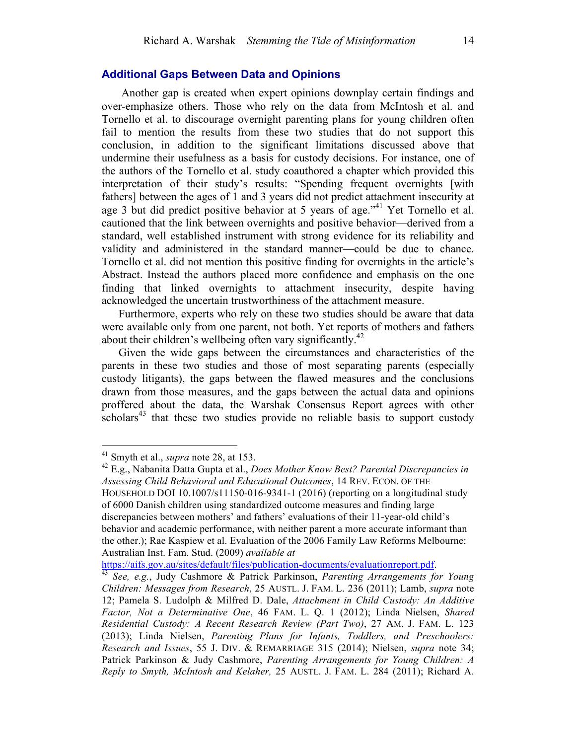## Additional Gaps Between Data and Opinions

Another gap is created when expert opinions downplay certain findings and over-emphasize others. Those who rely on the data from McIntosh et al. and Tornello et al. to discourage overnight parenting plans for young children often fail to mention the results from these two studies that do not support this conclusion, in addition to the significant limitations discussed above that undermine their usefulness as a basis for custody decisions. For instance, one of the authors of the Tornello et al. study coauthored a chapter which provided this interpretation of their study's results: "Spending frequent overnights [with fathers] between the ages of 1 and 3 years did not predict attachment insecurity at age 3 but did predict positive behavior at 5 years of age."[41] Yet Tornello et al. cautioned that the link between overnights and positive behavior—derived from a standard, well established instrument with strong evidence for its reliability and validity and administered in the standard manner—could be due to chance. Tornello et al. did not mention this positive finding for overnights in the article's Abstract. Instead the authors placed more confidence and emphasis on the one finding that linked overnights to attachment insecurity, despite having acknowledged the uncertain trustworthiness of the attachment measure.

Furthermore, experts who rely on these two studies should be aware that data were available only from one parent, not both. Yet reports of mothers and fathers about their children's wellbeing often vary significantly.[42]

Given the wide gaps between the circumstances and characteristics of the parents in these two studies and those of most separating parents (especially custody litigants), the gaps between the flawed measures and the conclusions drawn from those measures, and the gaps between the actual data and opinions proffered about the data, the Warshak Consensus Report agrees with other scholars[43] that these two studies provide no reliable basis to support custody

---

[41] Smyth et al., *supra* note 28, at 153.

[42] E.g., Nabanita Datta Gupta et al., *Does Mother Know Best? Parental Discrepancies in Assessing Child Behavioral and Educational Outcomes*, 14 REV. ECON. OF THE HOUSEHOLD DOI 10.1007/s11150-016-9341-1 (2016) (reporting on a longitudinal study of 6000 Danish children using standardized outcome measures and finding large discrepancies between mothers' and fathers' evaluations of their 11-year-old child's behavior and academic performance, with neither parent a more accurate informant than the other.); Rae Kaspiew et al. Evaluation of the 2006 Family Law Reforms Melbourne: Australian Inst. Fam. Stud. (2009) *available at* https://aifs.gov.au/sites/default/files/publication-documents/evaluationreport.pdf.

[43] *See, e.g.*, Judy Cashmore & Patrick Parkinson, *Parenting Arrangements for Young Children: Messages from Research*, 25 AUSTL. J. FAM. L. 236 (2011); Lamb, *supra* note 12; Pamela S. Ludolph & Milfred D. Dale, *Attachment in Child Custody: An Additive Factor, Not a Determinative One*, 46 FAM. L. Q. 1 (2012); Linda Nielsen, *Shared Residential Custody: A Recent Research Review (Part Two)*, 27 AM. J. FAM. L. 123 (2013); Linda Nielsen, *Parenting Plans for Infants, Toddlers, and Preschoolers: Research and Issues*, 55 J. DIV. & REMARRIAGE 315 (2014); Nielsen, *supra* note 34; Patrick Parkinson & Judy Cashmore, *Parenting Arrangements for Young Children: A Reply to Smyth, McIntosh and Kelaher,* 25 AUSTL. J. FAM. L. 284 (2011); Richard A.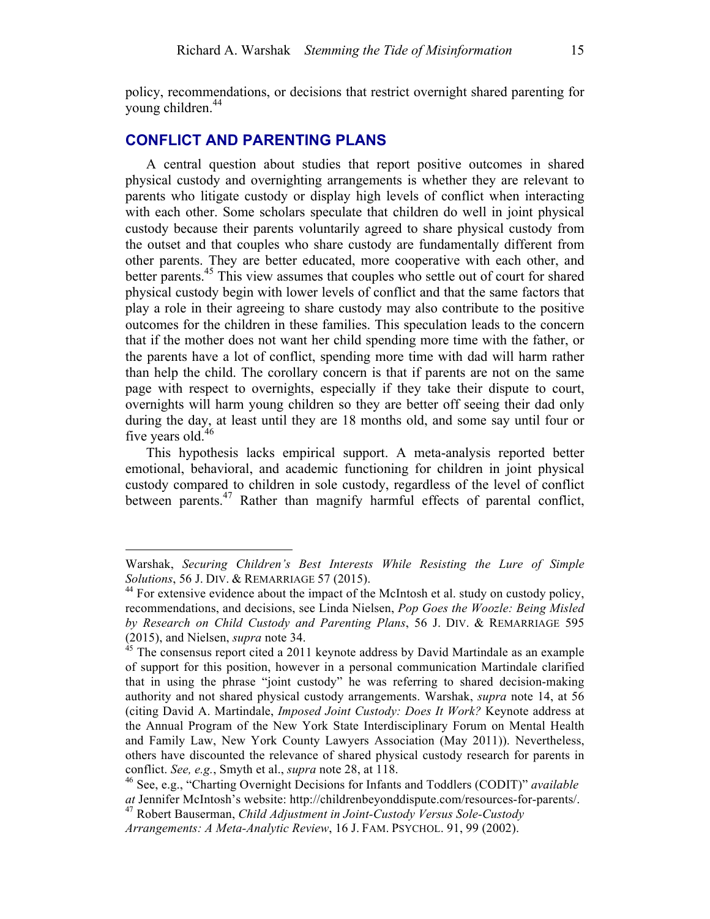policy, recommendations, or decisions that restrict overnight shared parenting for young children.[44]

## CONFLICT AND PARENTING PLANS

A central question about studies that report positive outcomes in shared physical custody and overnighting arrangements is whether they are relevant to parents who litigate custody or display high levels of conflict when interacting with each other. Some scholars speculate that children do well in joint physical custody because their parents voluntarily agreed to share physical custody from the outset and that couples who share custody are fundamentally different from other parents. They are better educated, more cooperative with each other, and better parents.[45] This view assumes that couples who settle out of court for shared physical custody begin with lower levels of conflict and that the same factors that play a role in their agreeing to share custody may also contribute to the positive outcomes for the children in these families. This speculation leads to the concern that if the mother does not want her child spending more time with the father, or the parents have a lot of conflict, spending more time with dad will harm rather than help the child. The corollary concern is that if parents are not on the same page with respect to overnights, especially if they take their dispute to court, overnights will harm young children so they are better off seeing their dad only during the day, at least until they are 18 months old, and some say until four or five years old.[46]

This hypothesis lacks empirical support. A meta-analysis reported better emotional, behavioral, and academic functioning for children in joint physical custody compared to children in sole custody, regardless of the level of conflict between parents.[47] Rather than magnify harmful effects of parental conflict,

---

Warshak, *Securing Children's Best Interests While Resisting the Lure of Simple Solutions*, 56 J. DIV. & REMARRIAGE 57 (2015).

[44] For extensive evidence about the impact of the McIntosh et al. study on custody policy, recommendations, and decisions, see Linda Nielsen, *Pop Goes the Woozle: Being Misled by Research on Child Custody and Parenting Plans*, 56 J. DIV. & REMARRIAGE 595 (2015), and Nielsen, *supra* note 34.

[45] The consensus report cited a 2011 keynote address by David Martindale as an example of support for this position, however in a personal communication Martindale clarified that in using the phrase "joint custody" he was referring to shared decision-making authority and not shared physical custody arrangements. Warshak, *supra* note 14, at 56 (citing David A. Martindale, *Imposed Joint Custody: Does It Work?* Keynote address at the Annual Program of the New York State Interdisciplinary Forum on Mental Health and Family Law, New York County Lawyers Association (May 2011)). Nevertheless, others have discounted the relevance of shared physical custody research for parents in conflict. *See, e.g.*, Smyth et al., *supra* note 28, at 118.

[46] See, e.g., "Charting Overnight Decisions for Infants and Toddlers (CODIT)" *available at* Jennifer McIntosh's website: http://childrenbeyonddispute.com/resources-for-parents/.

[47] Robert Bauserman, *Child Adjustment in Joint-Custody Versus Sole-Custody Arrangements: A Meta-Analytic Review*, 16 J. FAM. PSYCHOL. 91, 99 (2002).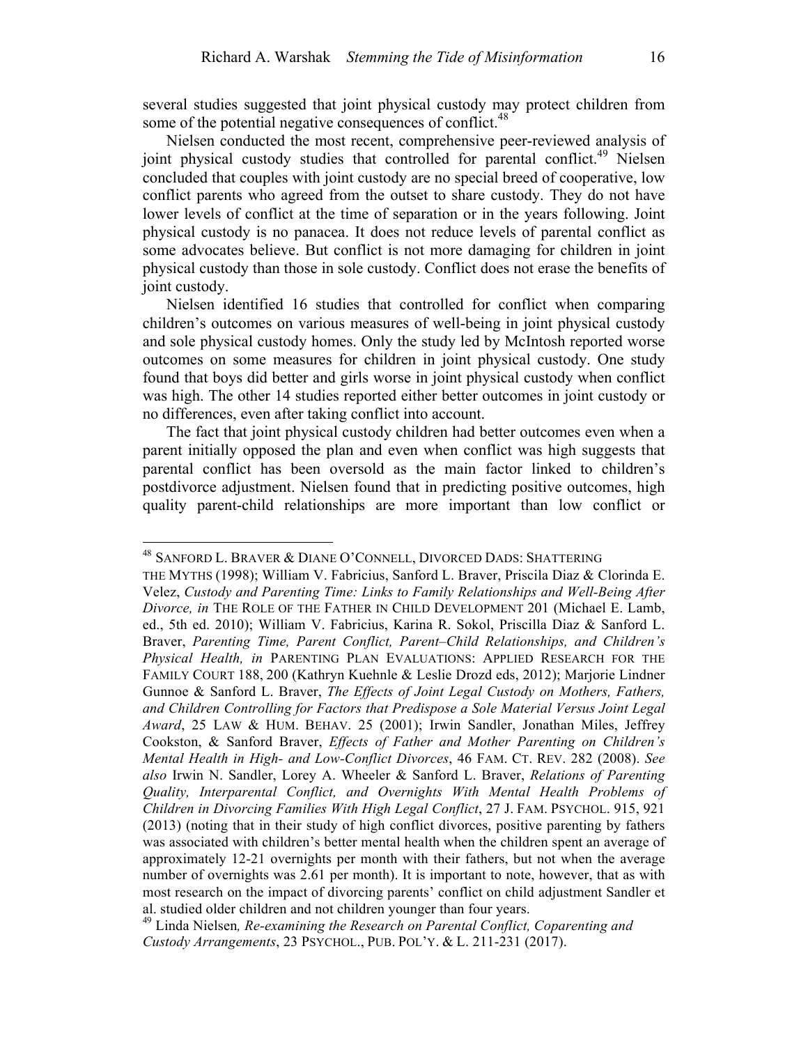several studies suggested that joint physical custody may protect children from some of the potential negative consequences of conflict.[48]

Nielsen conducted the most recent, comprehensive peer-reviewed analysis of joint physical custody studies that controlled for parental conflict.[49] Nielsen concluded that couples with joint custody are no special breed of cooperative, low conflict parents who agreed from the outset to share custody. They do not have lower levels of conflict at the time of separation or in the years following. Joint physical custody is no panacea. It does not reduce levels of parental conflict as some advocates believe. But conflict is not more damaging for children in joint physical custody than those in sole custody. Conflict does not erase the benefits of joint custody.

Nielsen identified 16 studies that controlled for conflict when comparing children's outcomes on various measures of well-being in joint physical custody and sole physical custody homes. Only the study led by McIntosh reported worse outcomes on some measures for children in joint physical custody. One study found that boys did better and girls worse in joint physical custody when conflict was high. The other 14 studies reported either better outcomes in joint custody or no differences, even after taking conflict into account.

The fact that joint physical custody children had better outcomes even when a parent initially opposed the plan and even when conflict was high suggests that parental conflict has been oversold as the main factor linked to children's postdivorce adjustment. Nielsen found that in predicting positive outcomes, high quality parent-child relationships are more important than low conflict or

---

[48] SANFORD L. BRAVER & DIANE O'CONNELL, DIVORCED DADS: SHATTERING THE MYTHS (1998); William V. Fabricius, Sanford L. Braver, Priscila Diaz & Clorinda E. Velez, *Custody and Parenting Time: Links to Family Relationships and Well-Being After Divorce, in* THE ROLE OF THE FATHER IN CHILD DEVELOPMENT 201 (Michael E. Lamb, ed., 5th ed. 2010); William V. Fabricius, Karina R. Sokol, Priscilla Diaz & Sanford L. Braver, *Parenting Time, Parent Conflict, Parent–Child Relationships, and Children's Physical Health, in* PARENTING PLAN EVALUATIONS: APPLIED RESEARCH FOR THE FAMILY COURT 188, 200 (Kathryn Kuehnle & Leslie Drozd eds, 2012); Marjorie Lindner Gunnoe & Sanford L. Braver, *The Effects of Joint Legal Custody on Mothers, Fathers, and Children Controlling for Factors that Predispose a Sole Material Versus Joint Legal Award*, 25 LAW & HUM. BEHAV. 25 (2001); Irwin Sandler, Jonathan Miles, Jeffrey Cookston, & Sanford Braver, *Effects of Father and Mother Parenting on Children's Mental Health in High- and Low-Conflict Divorces*, 46 FAM. CT. REV. 282 (2008). *See also* Irwin N. Sandler, Lorey A. Wheeler & Sanford L. Braver, *Relations of Parenting Quality, Interparental Conflict, and Overnights With Mental Health Problems of Children in Divorcing Families With High Legal Conflict*, 27 J. FAM. PSYCHOL. 915, 921 (2013) (noting that in their study of high conflict divorces, positive parenting by fathers was associated with children's better mental health when the children spent an average of approximately 12-21 overnights per month with their fathers, but not when the average number of overnights was 2.61 per month). It is important to note, however, that as with most research on the impact of divorcing parents' conflict on child adjustment Sandler et al. studied older children and not children younger than four years.

[49] Linda Nielsen*, Re-examining the Research on Parental Conflict, Coparenting and Custody Arrangements*, 23 PSYCHOL., PUB. POL'Y. & L. 211-231 (2017).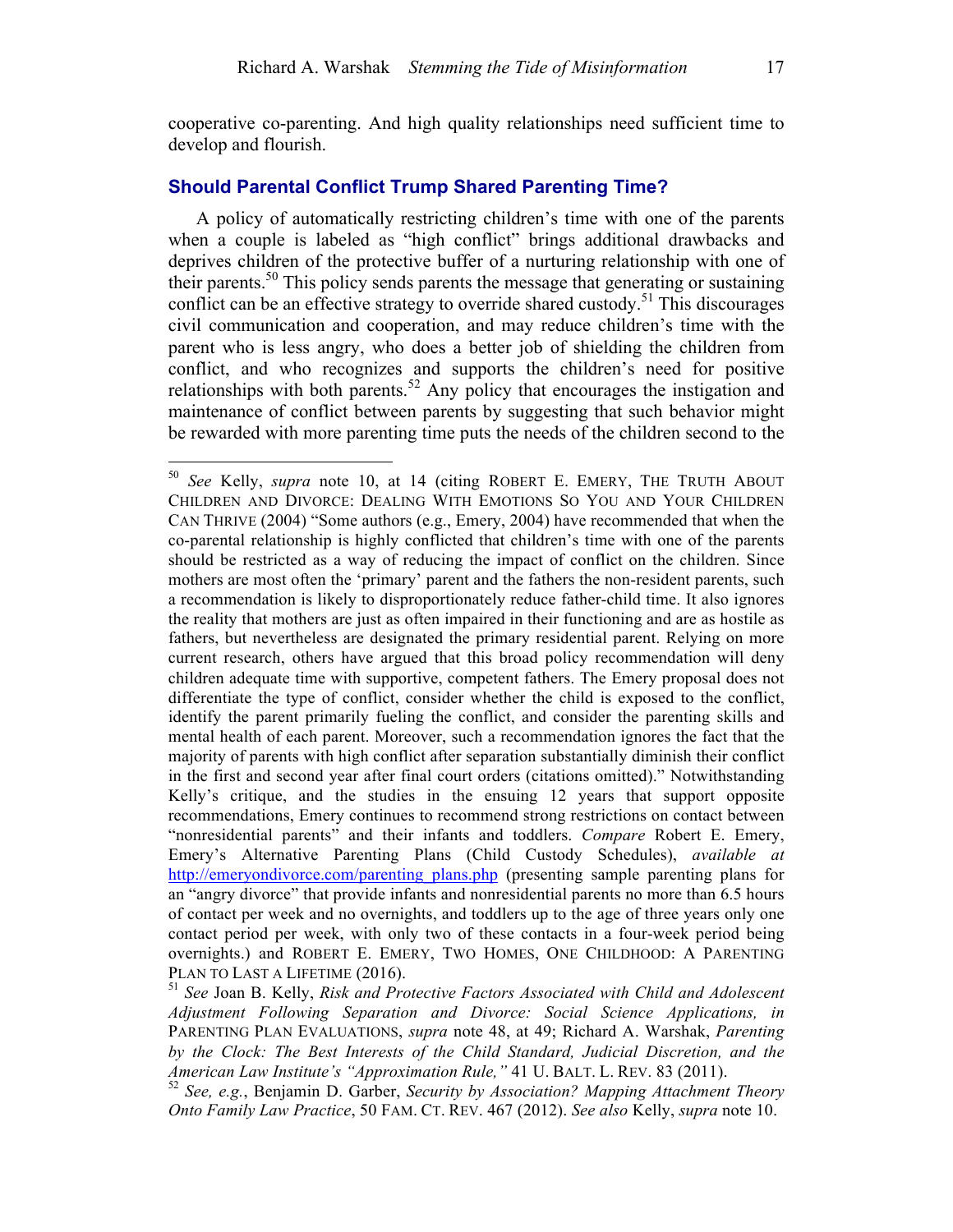cooperative co-parenting. And high quality relationships need sufficient time to develop and flourish.

## Should Parental Conflict Trump Shared Parenting Time?

A policy of automatically restricting children's time with one of the parents when a couple is labeled as "high conflict" brings additional drawbacks and deprives children of the protective buffer of a nurturing relationship with one of their parents.[50] This policy sends parents the message that generating or sustaining conflict can be an effective strategy to override shared custody.[51] This discourages civil communication and cooperation, and may reduce children's time with the parent who is less angry, who does a better job of shielding the children from conflict, and who recognizes and supports the children's need for positive relationships with both parents.[52] Any policy that encourages the instigation and maintenance of conflict between parents by suggesting that such behavior might be rewarded with more parenting time puts the needs of the children second to the

---

[50] *See* Kelly, *supra* note 10, at 14 (citing ROBERT E. EMERY, THE TRUTH ABOUT CHILDREN AND DIVORCE: DEALING WITH EMOTIONS SO YOU AND YOUR CHILDREN CAN THRIVE (2004) "Some authors (e.g., Emery, 2004) have recommended that when the co-parental relationship is highly conflicted that children's time with one of the parents should be restricted as a way of reducing the impact of conflict on the children. Since mothers are most often the 'primary' parent and the fathers the non-resident parents, such a recommendation is likely to disproportionately reduce father-child time. It also ignores the reality that mothers are just as often impaired in their functioning and are as hostile as fathers, but nevertheless are designated the primary residential parent. Relying on more current research, others have argued that this broad policy recommendation will deny children adequate time with supportive, competent fathers. The Emery proposal does not differentiate the type of conflict, consider whether the child is exposed to the conflict, identify the parent primarily fueling the conflict, and consider the parenting skills and mental health of each parent. Moreover, such a recommendation ignores the fact that the majority of parents with high conflict after separation substantially diminish their conflict in the first and second year after final court orders (citations omitted)." Notwithstanding Kelly's critique, and the studies in the ensuing 12 years that support opposite recommendations, Emery continues to recommend strong restrictions on contact between "nonresidential parents" and their infants and toddlers. *Compare* Robert E. Emery, Emery's Alternative Parenting Plans (Child Custody Schedules), *available at* http://emeryondivorce.com/parenting_plans.php (presenting sample parenting plans for an "angry divorce" that provide infants and nonresidential parents no more than 6.5 hours of contact per week and no overnights, and toddlers up to the age of three years only one contact period per week, with only two of these contacts in a four-week period being overnights.) and ROBERT E. EMERY, TWO HOMES, ONE CHILDHOOD: A PARENTING PLAN TO LAST A LIFETIME (2016).

[51] *See* Joan B. Kelly, *Risk and Protective Factors Associated with Child and Adolescent Adjustment Following Separation and Divorce: Social Science Applications, in* PARENTING PLAN EVALUATIONS, *supra* note 48, at 49; Richard A. Warshak, *Parenting by the Clock: The Best Interests of the Child Standard, Judicial Discretion, and the American Law Institute's "Approximation Rule,"* 41 U. BALT. L. REV. 83 (2011).

[52] *See, e.g.*, Benjamin D. Garber, *Security by Association? Mapping Attachment Theory Onto Family Law Practice*, 50 FAM. CT. REV. 467 (2012). *See also* Kelly, *supra* note 10.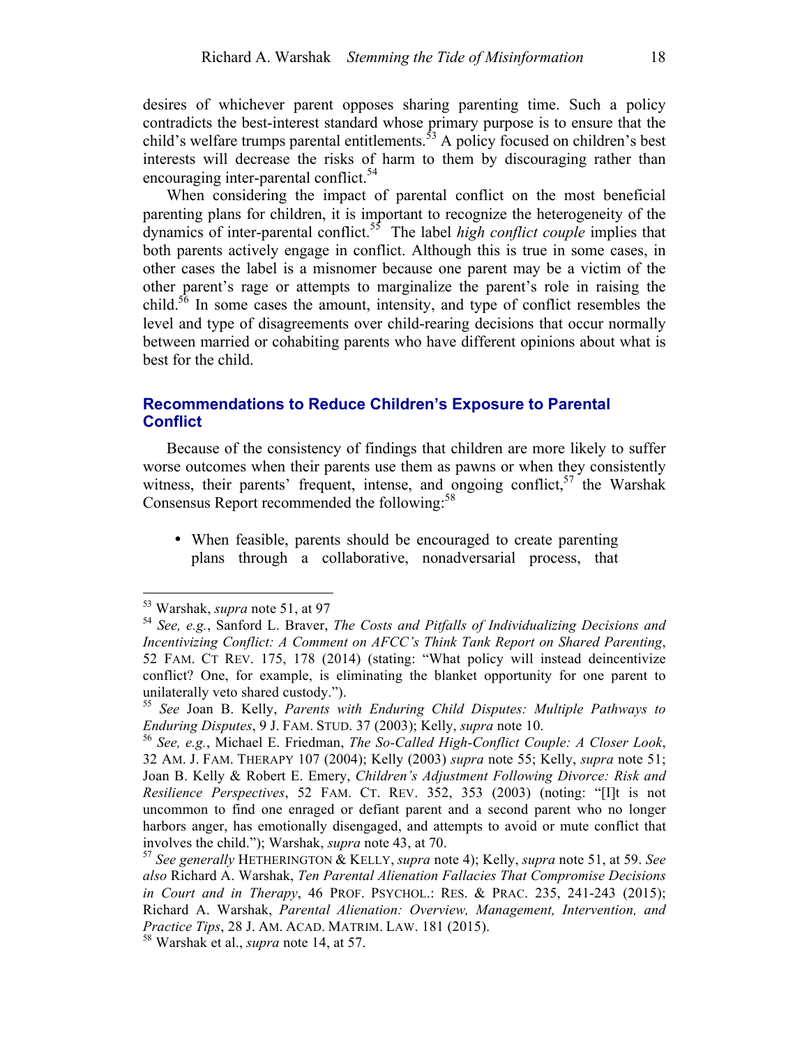desires of whichever parent opposes sharing parenting time. Such a policy contradicts the best-interest standard whose primary purpose is to ensure that the child's welfare trumps parental entitlements.[53] A policy focused on children's best interests will decrease the risks of harm to them by discouraging rather than encouraging inter-parental conflict.[54]

When considering the impact of parental conflict on the most beneficial parenting plans for children, it is important to recognize the heterogeneity of the dynamics of inter-parental conflict.[55] The label *high conflict couple* implies that both parents actively engage in conflict. Although this is true in some cases, in other cases the label is a misnomer because one parent may be a victim of the other parent's rage or attempts to marginalize the parent's role in raising the child.[56] In some cases the amount, intensity, and type of conflict resembles the level and type of disagreements over child-rearing decisions that occur normally between married or cohabiting parents who have different opinions about what is best for the child.

## Recommendations to Reduce Children's Exposure to Parental Conflict

Because of the consistency of findings that children are more likely to suffer worse outcomes when their parents use them as pawns or when they consistently witness, their parents' frequent, intense, and ongoing conflict,[57] the Warshak Consensus Report recommended the following:[58]

- When feasible, parents should be encouraged to create parenting plans through a collaborative, nonadversarial process, that

---

[53] Warshak, *supra* note 51, at 97

[54] *See, e.g.*, Sanford L. Braver, *The Costs and Pitfalls of Individualizing Decisions and Incentivizing Conflict: A Comment on AFCC's Think Tank Report on Shared Parenting*, 52 FAM. CT REV. 175, 178 (2014) (stating: "What policy will instead deincentivize conflict? One, for example, is eliminating the blanket opportunity for one parent to unilaterally veto shared custody.").

[55] *See* Joan B. Kelly, *Parents with Enduring Child Disputes: Multiple Pathways to Enduring Disputes*, 9 J. FAM. STUD. 37 (2003); Kelly, *supra* note 10.

[56] *See, e.g.*, Michael E. Friedman, *The So-Called High-Conflict Couple: A Closer Look*, 32 AM. J. FAM. THERAPY 107 (2004); Kelly (2003) *supra* note 55; Kelly, *supra* note 51; Joan B. Kelly & Robert E. Emery, *Children's Adjustment Following Divorce: Risk and Resilience Perspectives*, 52 FAM. CT. REV. 352, 353 (2003) (noting: "[I]t is not uncommon to find one enraged or defiant parent and a second parent who no longer harbors anger, has emotionally disengaged, and attempts to avoid or mute conflict that involves the child."); Warshak, *supra* note 43, at 70.

[57] *See generally* HETHERINGTON & KELLY, *supra* note 4); Kelly, *supra* note 51, at 59. *See also* Richard A. Warshak, *Ten Parental Alienation Fallacies That Compromise Decisions in Court and in Therapy*, 46 PROF. PSYCHOL.: RES. & PRAC. 235, 241-243 (2015); Richard A. Warshak, *Parental Alienation: Overview, Management, Intervention, and Practice Tips*, 28 J. AM. ACAD. MATRIM. LAW. 181 (2015).

[58] Warshak et al., *supra* note 14, at 57.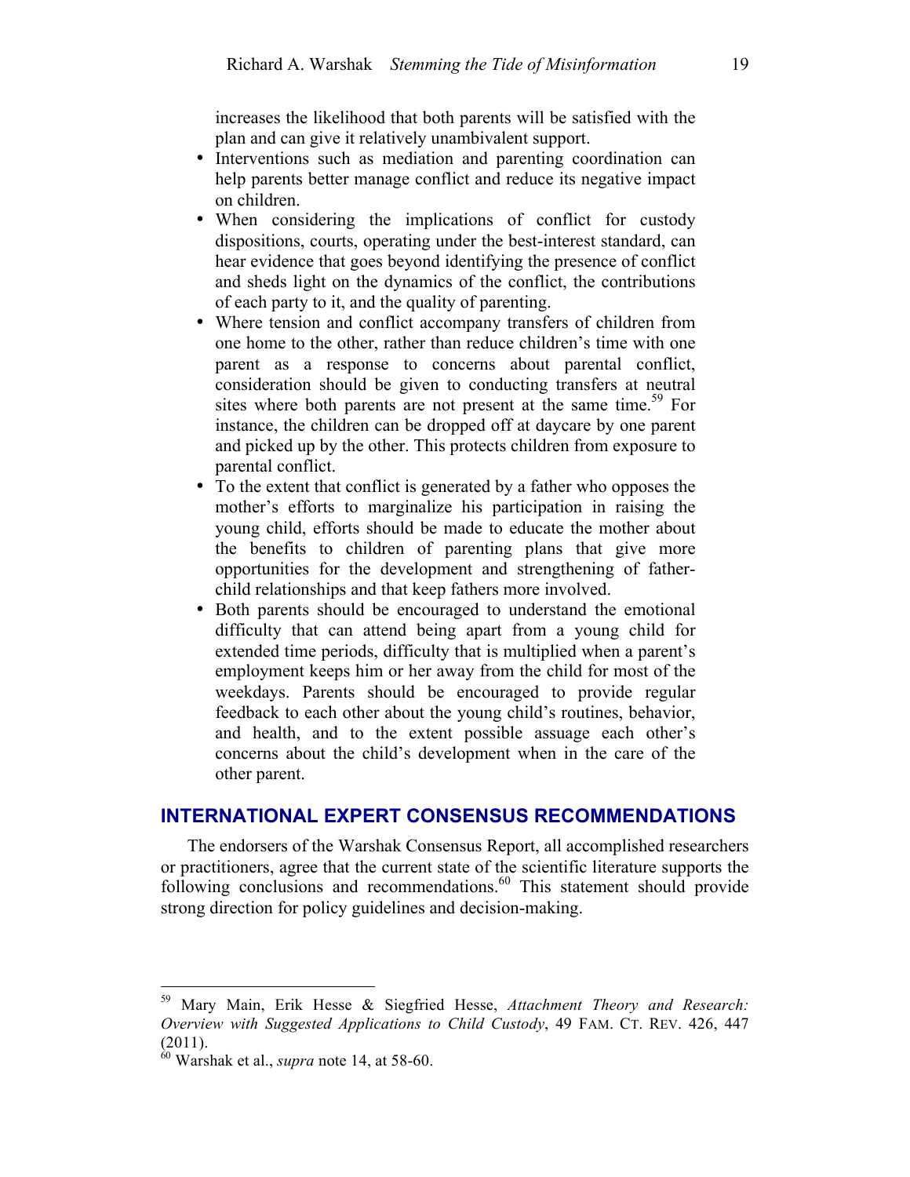increases the likelihood that both parents will be satisfied with the plan and can give it relatively unambivalent support.

- Interventions such as mediation and parenting coordination can help parents better manage conflict and reduce its negative impact on children.
- When considering the implications of conflict for custody dispositions, courts, operating under the best-interest standard, can hear evidence that goes beyond identifying the presence of conflict and sheds light on the dynamics of the conflict, the contributions of each party to it, and the quality of parenting.
- Where tension and conflict accompany transfers of children from one home to the other, rather than reduce children's time with one parent as a response to concerns about parental conflict, consideration should be given to conducting transfers at neutral sites where both parents are not present at the same time.[59] For instance, the children can be dropped off at daycare by one parent and picked up by the other. This protects children from exposure to parental conflict.
- To the extent that conflict is generated by a father who opposes the mother's efforts to marginalize his participation in raising the young child, efforts should be made to educate the mother about the benefits to children of parenting plans that give more opportunities for the development and strengthening of father-child relationships and that keep fathers more involved.
- Both parents should be encouraged to understand the emotional difficulty that can attend being apart from a young child for extended time periods, difficulty that is multiplied when a parent's employment keeps him or her away from the child for most of the weekdays. Parents should be encouraged to provide regular feedback to each other about the young child's routines, behavior, and health, and to the extent possible assuage each other's concerns about the child's development when in the care of the other parent.

## INTERNATIONAL EXPERT CONSENSUS RECOMMENDATIONS

The endorsers of the Warshak Consensus Report, all accomplished researchers or practitioners, agree that the current state of the scientific literature supports the following conclusions and recommendations.[60] This statement should provide strong direction for policy guidelines and decision-making.

---

[59] Mary Main, Erik Hesse & Siegfried Hesse, *Attachment Theory and Research: Overview with Suggested Applications to Child Custody*, 49 FAM. CT. REV. 426, 447 (2011).

[60] Warshak et al., *supra* note 14, at 58-60.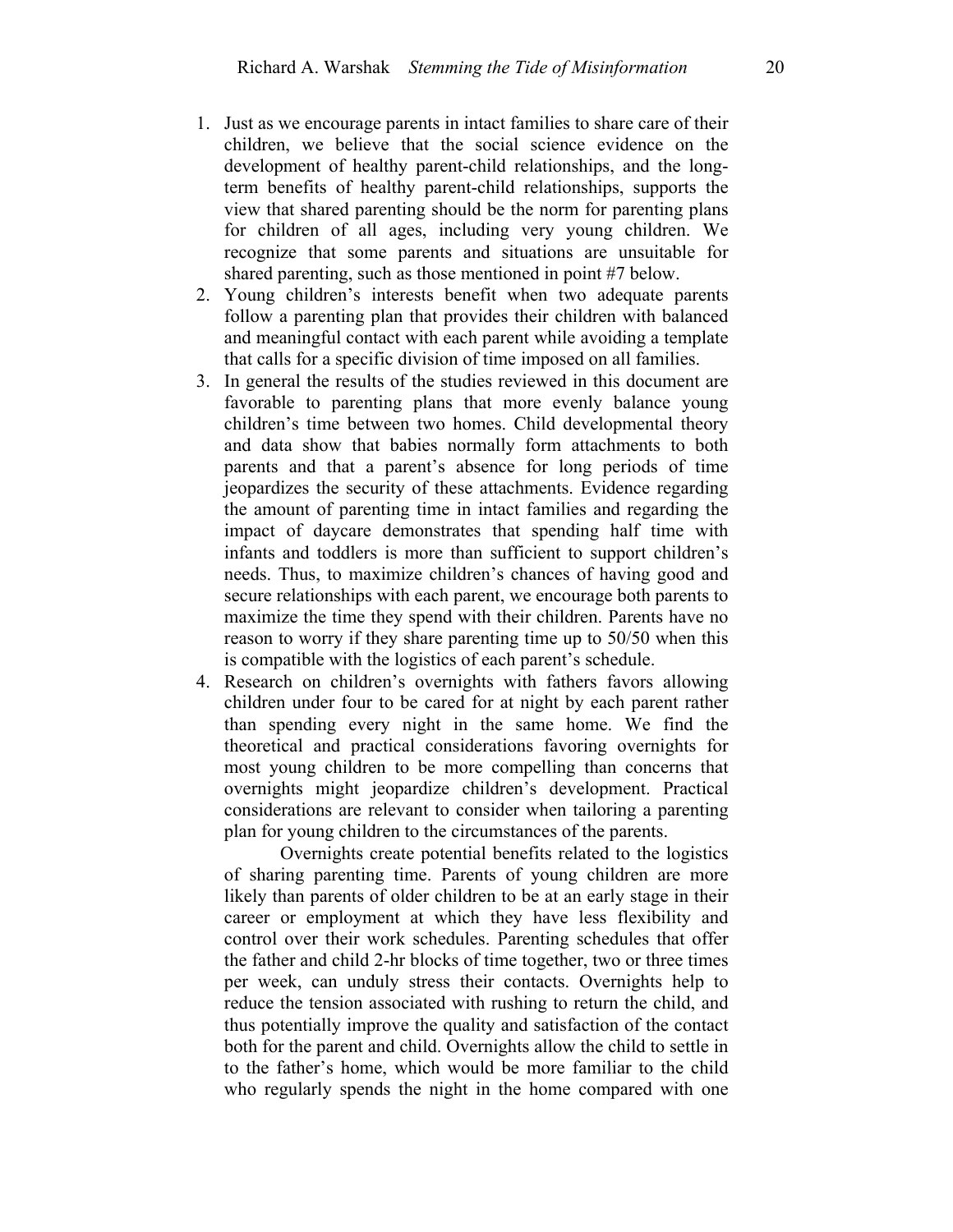1. Just as we encourage parents in intact families to share care of their children, we believe that the social science evidence on the development of healthy parent-child relationships, and the long-term benefits of healthy parent-child relationships, supports the view that shared parenting should be the norm for parenting plans for children of all ages, including very young children. We recognize that some parents and situations are unsuitable for shared parenting, such as those mentioned in point #7 below.
2. Young children's interests benefit when two adequate parents follow a parenting plan that provides their children with balanced and meaningful contact with each parent while avoiding a template that calls for a specific division of time imposed on all families.
3. In general the results of the studies reviewed in this document are favorable to parenting plans that more evenly balance young children's time between two homes. Child developmental theory and data show that babies normally form attachments to both parents and that a parent's absence for long periods of time jeopardizes the security of these attachments. Evidence regarding the amount of parenting time in intact families and regarding the impact of daycare demonstrates that spending half time with infants and toddlers is more than sufficient to support children's needs. Thus, to maximize children's chances of having good and secure relationships with each parent, we encourage both parents to maximize the time they spend with their children. Parents have no reason to worry if they share parenting time up to 50/50 when this is compatible with the logistics of each parent's schedule.
4. Research on children's overnights with fathers favors allowing children under four to be cared for at night by each parent rather than spending every night in the same home. We find the theoretical and practical considerations favoring overnights for most young children to be more compelling than concerns that overnights might jeopardize children's development. Practical considerations are relevant to consider when tailoring a parenting plan for young children to the circumstances of the parents.

   Overnights create potential benefits related to the logistics of sharing parenting time. Parents of young children are more likely than parents of older children to be at an early stage in their career or employment at which they have less flexibility and control over their work schedules. Parenting schedules that offer the father and child 2-hr blocks of time together, two or three times per week, can unduly stress their contacts. Overnights help to reduce the tension associated with rushing to return the child, and thus potentially improve the quality and satisfaction of the contact both for the parent and child. Overnights allow the child to settle in to the father's home, which would be more familiar to the child who regularly spends the night in the home compared with one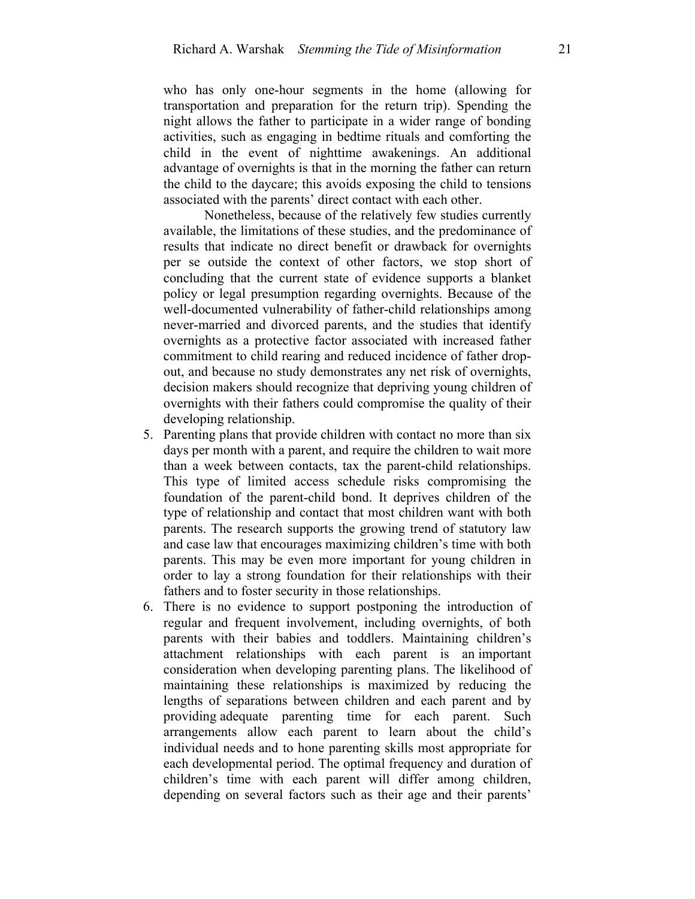who has only one-hour segments in the home (allowing for transportation and preparation for the return trip). Spending the night allows the father to participate in a wider range of bonding activities, such as engaging in bedtime rituals and comforting the child in the event of nighttime awakenings. An additional advantage of overnights is that in the morning the father can return the child to the daycare; this avoids exposing the child to tensions associated with the parents' direct contact with each other.

Nonetheless, because of the relatively few studies currently available, the limitations of these studies, and the predominance of results that indicate no direct benefit or drawback for overnights per se outside the context of other factors, we stop short of concluding that the current state of evidence supports a blanket policy or legal presumption regarding overnights. Because of the well-documented vulnerability of father-child relationships among never-married and divorced parents, and the studies that identify overnights as a protective factor associated with increased father commitment to child rearing and reduced incidence of father drop-out, and because no study demonstrates any net risk of overnights, decision makers should recognize that depriving young children of overnights with their fathers could compromise the quality of their developing relationship.

5. Parenting plans that provide children with contact no more than six days per month with a parent, and require the children to wait more than a week between contacts, tax the parent-child relationships. This type of limited access schedule risks compromising the foundation of the parent-child bond. It deprives children of the type of relationship and contact that most children want with both parents. The research supports the growing trend of statutory law and case law that encourages maximizing children's time with both parents. This may be even more important for young children in order to lay a strong foundation for their relationships with their fathers and to foster security in those relationships.
6. There is no evidence to support postponing the introduction of regular and frequent involvement, including overnights, of both parents with their babies and toddlers. Maintaining children's attachment relationships with each parent is an important consideration when developing parenting plans. The likelihood of maintaining these relationships is maximized by reducing the lengths of separations between children and each parent and by providing adequate parenting time for each parent. Such arrangements allow each parent to learn about the child's individual needs and to hone parenting skills most appropriate for each developmental period. The optimal frequency and duration of children's time with each parent will differ among children, depending on several factors such as their age and their parents'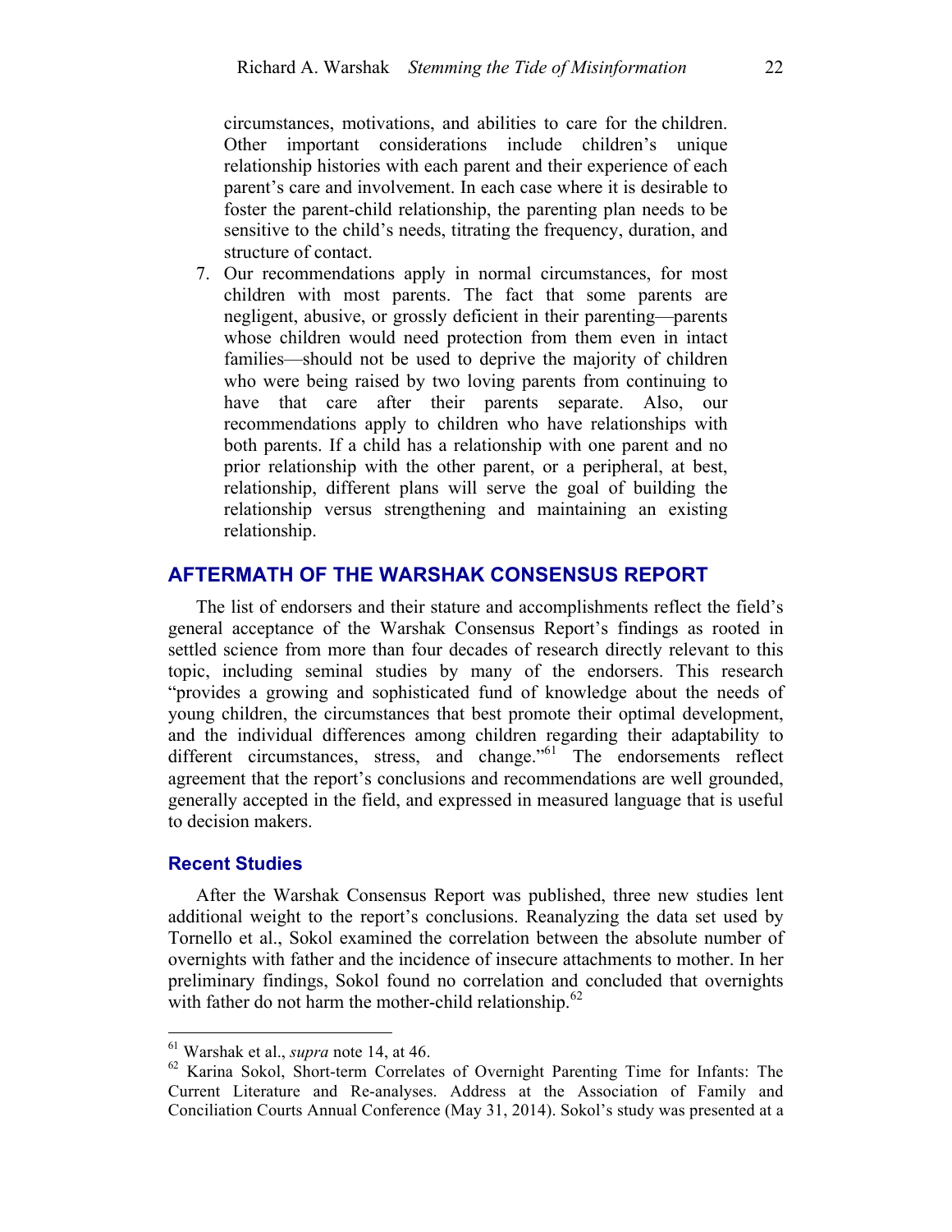circumstances, motivations, and abilities to care for the children. Other important considerations include children's unique relationship histories with each parent and their experience of each parent's care and involvement. In each case where it is desirable to foster the parent-child relationship, the parenting plan needs to be sensitive to the child's needs, titrating the frequency, duration, and structure of contact.

7. Our recommendations apply in normal circumstances, for most children with most parents. The fact that some parents are negligent, abusive, or grossly deficient in their parenting—parents whose children would need protection from them even in intact families—should not be used to deprive the majority of children who were being raised by two loving parents from continuing to have that care after their parents separate. Also, our recommendations apply to children who have relationships with both parents. If a child has a relationship with one parent and no prior relationship with the other parent, or a peripheral, at best, relationship, different plans will serve the goal of building the relationship versus strengthening and maintaining an existing relationship.

## AFTERMATH OF THE WARSHAK CONSENSUS REPORT

The list of endorsers and their stature and accomplishments reflect the field's general acceptance of the Warshak Consensus Report's findings as rooted in settled science from more than four decades of research directly relevant to this topic, including seminal studies by many of the endorsers. This research "provides a growing and sophisticated fund of knowledge about the needs of young children, the circumstances that best promote their optimal development, and the individual differences among children regarding their adaptability to different circumstances, stress, and change."[61] The endorsements reflect agreement that the report's conclusions and recommendations are well grounded, generally accepted in the field, and expressed in measured language that is useful to decision makers.

### Recent Studies

After the Warshak Consensus Report was published, three new studies lent additional weight to the report's conclusions. Reanalyzing the data set used by Tornello et al., Sokol examined the correlation between the absolute number of overnights with father and the incidence of insecure attachments to mother. In her preliminary findings, Sokol found no correlation and concluded that overnights with father do not harm the mother-child relationship.[62]

---

[61] Warshak et al., *supra* note 14, at 46.

[62] Karina Sokol, Short-term Correlates of Overnight Parenting Time for Infants: The Current Literature and Re-analyses. Address at the Association of Family and Conciliation Courts Annual Conference (May 31, 2014). Sokol's study was presented at a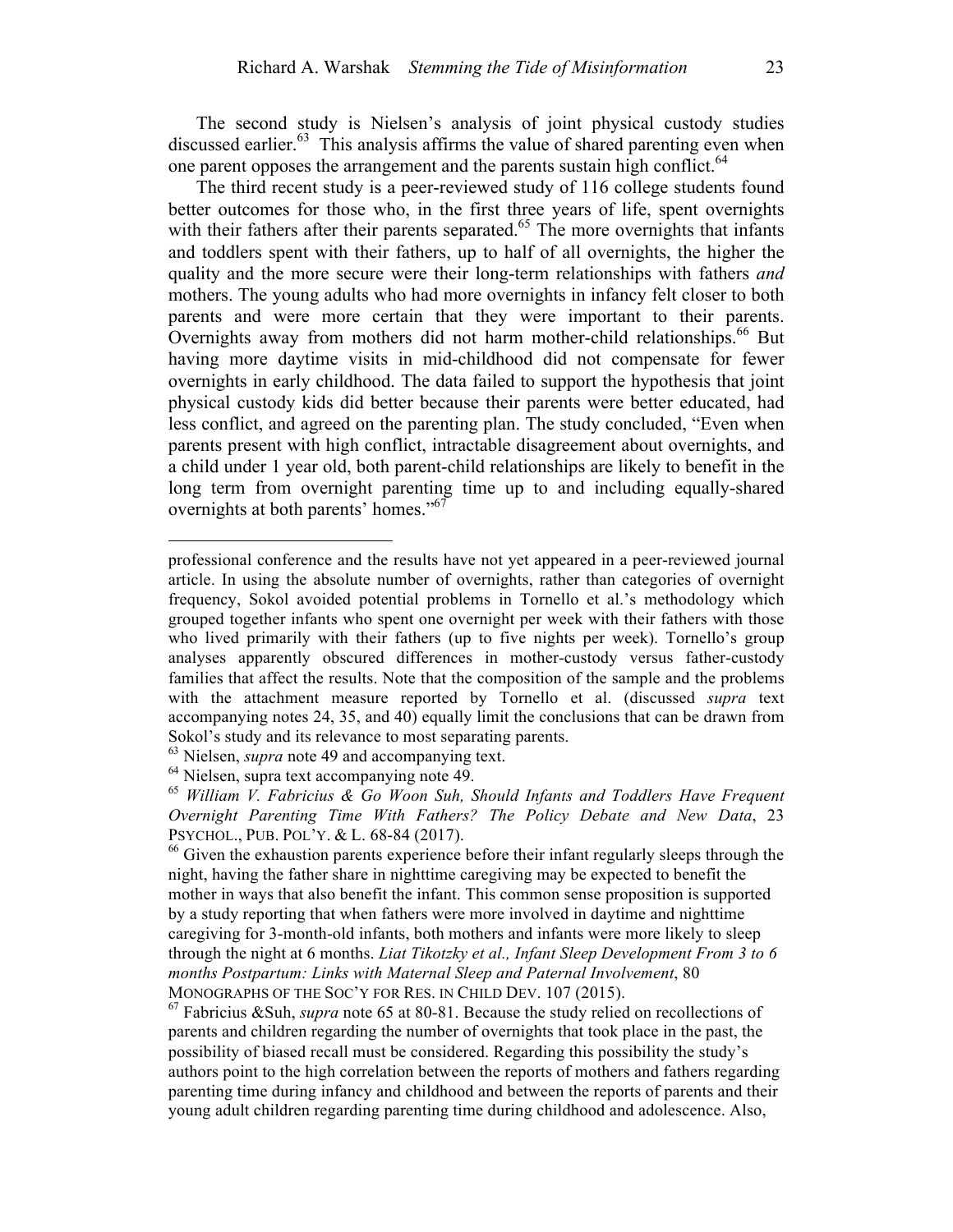The second study is Nielsen's analysis of joint physical custody studies discussed earlier.[63] This analysis affirms the value of shared parenting even when one parent opposes the arrangement and the parents sustain high conflict.[64]

The third recent study is a peer-reviewed study of 116 college students found better outcomes for those who, in the first three years of life, spent overnights with their fathers after their parents separated.[65] The more overnights that infants and toddlers spent with their fathers, up to half of all overnights, the higher the quality and the more secure were their long-term relationships with fathers *and* mothers. The young adults who had more overnights in infancy felt closer to both parents and were more certain that they were important to their parents. Overnights away from mothers did not harm mother-child relationships.[66] But having more daytime visits in mid-childhood did not compensate for fewer overnights in early childhood. The data failed to support the hypothesis that joint physical custody kids did better because their parents were better educated, had less conflict, and agreed on the parenting plan. The study concluded, "Even when parents present with high conflict, intractable disagreement about overnights, and a child under 1 year old, both parent-child relationships are likely to benefit in the long term from overnight parenting time up to and including equally-shared overnights at both parents' homes."[67]

---

professional conference and the results have not yet appeared in a peer-reviewed journal article. In using the absolute number of overnights, rather than categories of overnight frequency, Sokol avoided potential problems in Tornello et al.'s methodology which grouped together infants who spent one overnight per week with their fathers with those who lived primarily with their fathers (up to five nights per week). Tornello's group analyses apparently obscured differences in mother-custody versus father-custody families that affect the results. Note that the composition of the sample and the problems with the attachment measure reported by Tornello et al. (discussed *supra* text accompanying notes 24, 35, and 40) equally limit the conclusions that can be drawn from Sokol's study and its relevance to most separating parents.

[63] Nielsen, *supra* note 49 and accompanying text.

[64] Nielsen, supra text accompanying note 49.

[65] *William V. Fabricius & Go Woon Suh, Should Infants and Toddlers Have Frequent Overnight Parenting Time With Fathers? The Policy Debate and New Data*, 23 PSYCHOL., PUB. POL'Y. & L. 68-84 (2017).

[66] Given the exhaustion parents experience before their infant regularly sleeps through the night, having the father share in nighttime caregiving may be expected to benefit the mother in ways that also benefit the infant. This common sense proposition is supported by a study reporting that when fathers were more involved in daytime and nighttime caregiving for 3-month-old infants, both mothers and infants were more likely to sleep through the night at 6 months. *Liat Tikotzky et al., Infant Sleep Development From 3 to 6 months Postpartum: Links with Maternal Sleep and Paternal Involvement*, 80 MONOGRAPHS OF THE SOC'Y FOR RES. IN CHILD DEV. 107 (2015).

[67] Fabricius &Suh, *supra* note 65 at 80-81. Because the study relied on recollections of parents and children regarding the number of overnights that took place in the past, the possibility of biased recall must be considered. Regarding this possibility the study's authors point to the high correlation between the reports of mothers and fathers regarding parenting time during infancy and childhood and between the reports of parents and their young adult children regarding parenting time during childhood and adolescence. Also,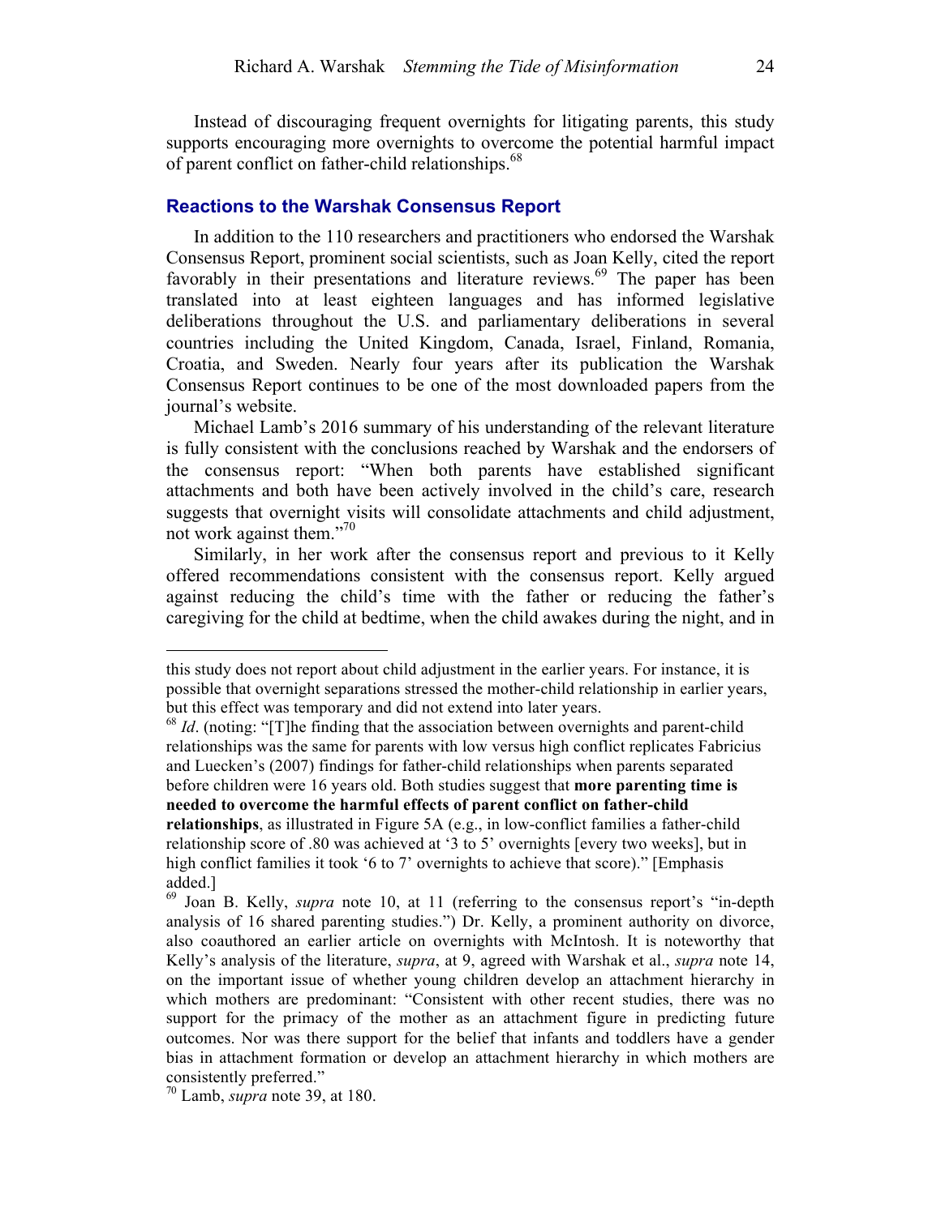Instead of discouraging frequent overnights for litigating parents, this study supports encouraging more overnights to overcome the potential harmful impact of parent conflict on father-child relationships.[68]

## Reactions to the Warshak Consensus Report

In addition to the 110 researchers and practitioners who endorsed the Warshak Consensus Report, prominent social scientists, such as Joan Kelly, cited the report favorably in their presentations and literature reviews.[69] The paper has been translated into at least eighteen languages and has informed legislative deliberations throughout the U.S. and parliamentary deliberations in several countries including the United Kingdom, Canada, Israel, Finland, Romania, Croatia, and Sweden. Nearly four years after its publication the Warshak Consensus Report continues to be one of the most downloaded papers from the journal's website.

Michael Lamb's 2016 summary of his understanding of the relevant literature is fully consistent with the conclusions reached by Warshak and the endorsers of the consensus report: "When both parents have established significant attachments and both have been actively involved in the child's care, research suggests that overnight visits will consolidate attachments and child adjustment, not work against them."[70]

Similarly, in her work after the consensus report and previous to it Kelly offered recommendations consistent with the consensus report. Kelly argued against reducing the child's time with the father or reducing the father's caregiving for the child at bedtime, when the child awakes during the night, and in

---

this study does not report about child adjustment in the earlier years. For instance, it is possible that overnight separations stressed the mother-child relationship in earlier years, but this effect was temporary and did not extend into later years.

[68] *Id*. (noting: "[T]he finding that the association between overnights and parent-child relationships was the same for parents with low versus high conflict replicates Fabricius and Luecken's (2007) findings for father-child relationships when parents separated before children were 16 years old. Both studies suggest that **more parenting time is needed to overcome the harmful effects of parent conflict on father-child relationships**, as illustrated in Figure 5A (e.g., in low-conflict families a father-child relationship score of .80 was achieved at '3 to 5' overnights [every two weeks], but in high conflict families it took '6 to 7' overnights to achieve that score)." [Emphasis added.]

[69] Joan B. Kelly, *supra* note 10, at 11 (referring to the consensus report's "in-depth analysis of 16 shared parenting studies.") Dr. Kelly, a prominent authority on divorce, also coauthored an earlier article on overnights with McIntosh. It is noteworthy that Kelly's analysis of the literature, *supra*, at 9, agreed with Warshak et al., *supra* note 14, on the important issue of whether young children develop an attachment hierarchy in which mothers are predominant: "Consistent with other recent studies, there was no support for the primacy of the mother as an attachment figure in predicting future outcomes. Nor was there support for the belief that infants and toddlers have a gender bias in attachment formation or develop an attachment hierarchy in which mothers are consistently preferred."

[70] Lamb, *supra* note 39, at 180.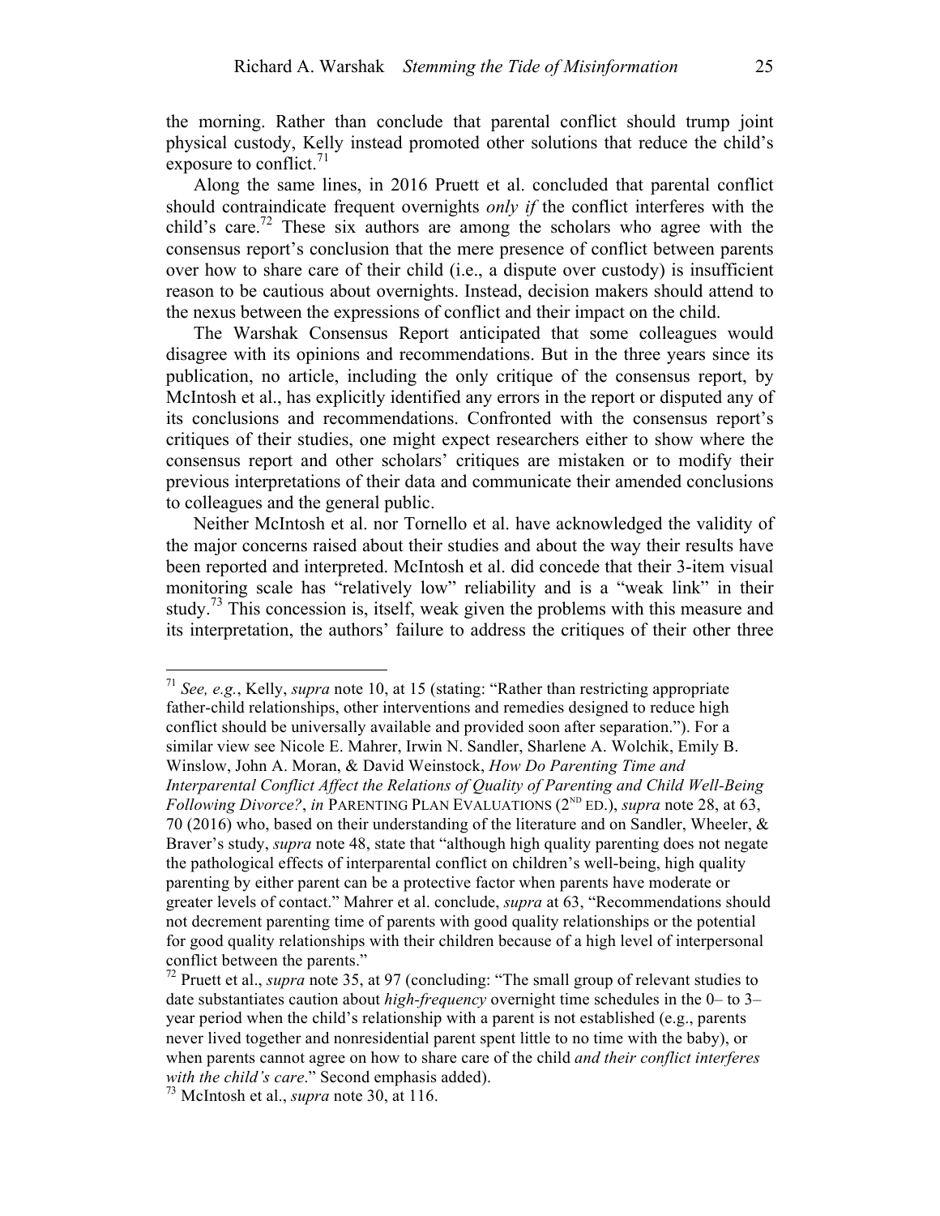the morning. Rather than conclude that parental conflict should trump joint physical custody, Kelly instead promoted other solutions that reduce the child's exposure to conflict.[71]

Along the same lines, in 2016 Pruett et al. concluded that parental conflict should contraindicate frequent overnights *only if* the conflict interferes with the child's care.[72] These six authors are among the scholars who agree with the consensus report's conclusion that the mere presence of conflict between parents over how to share care of their child (i.e., a dispute over custody) is insufficient reason to be cautious about overnights. Instead, decision makers should attend to the nexus between the expressions of conflict and their impact on the child.

The Warshak Consensus Report anticipated that some colleagues would disagree with its opinions and recommendations. But in the three years since its publication, no article, including the only critique of the consensus report, by McIntosh et al., has explicitly identified any errors in the report or disputed any of its conclusions and recommendations. Confronted with the consensus report's critiques of their studies, one might expect researchers either to show where the consensus report and other scholars' critiques are mistaken or to modify their previous interpretations of their data and communicate their amended conclusions to colleagues and the general public.

Neither McIntosh et al. nor Tornello et al. have acknowledged the validity of the major concerns raised about their studies and about the way their results have been reported and interpreted. McIntosh et al. did concede that their 3-item visual monitoring scale has "relatively low" reliability and is a "weak link" in their study.[73] This concession is, itself, weak given the problems with this measure and its interpretation, the authors' failure to address the critiques of their other three

---

[71] *See, e.g.*, Kelly, *supra* note 10, at 15 (stating: "Rather than restricting appropriate father-child relationships, other interventions and remedies designed to reduce high conflict should be universally available and provided soon after separation."). For a similar view see Nicole E. Mahrer, Irwin N. Sandler, Sharlene A. Wolchik, Emily B. Winslow, John A. Moran, & David Weinstock, *How Do Parenting Time and Interparental Conflict Affect the Relations of Quality of Parenting and Child Well-Being Following Divorce?*, *in* PARENTING PLAN EVALUATIONS (2[ND] ED.), *supra* note 28, at 63, 70 (2016) who, based on their understanding of the literature and on Sandler, Wheeler, & Braver's study, *supra* note 48, state that "although high quality parenting does not negate the pathological effects of interparental conflict on children's well-being, high quality parenting by either parent can be a protective factor when parents have moderate or greater levels of contact." Mahrer et al. conclude, *supra* at 63, "Recommendations should not decrement parenting time of parents with good quality relationships or the potential for good quality relationships with their children because of a high level of interpersonal conflict between the parents."

[72] Pruett et al., *supra* note 35, at 97 (concluding: "The small group of relevant studies to date substantiates caution about *high-frequency* overnight time schedules in the 0– to 3–year period when the child's relationship with a parent is not established (e.g., parents never lived together and nonresidential parent spent little to no time with the baby), or when parents cannot agree on how to share care of the child *and their conflict interferes with the child's care*." Second emphasis added).

[73] McIntosh et al., *supra* note 30, at 116.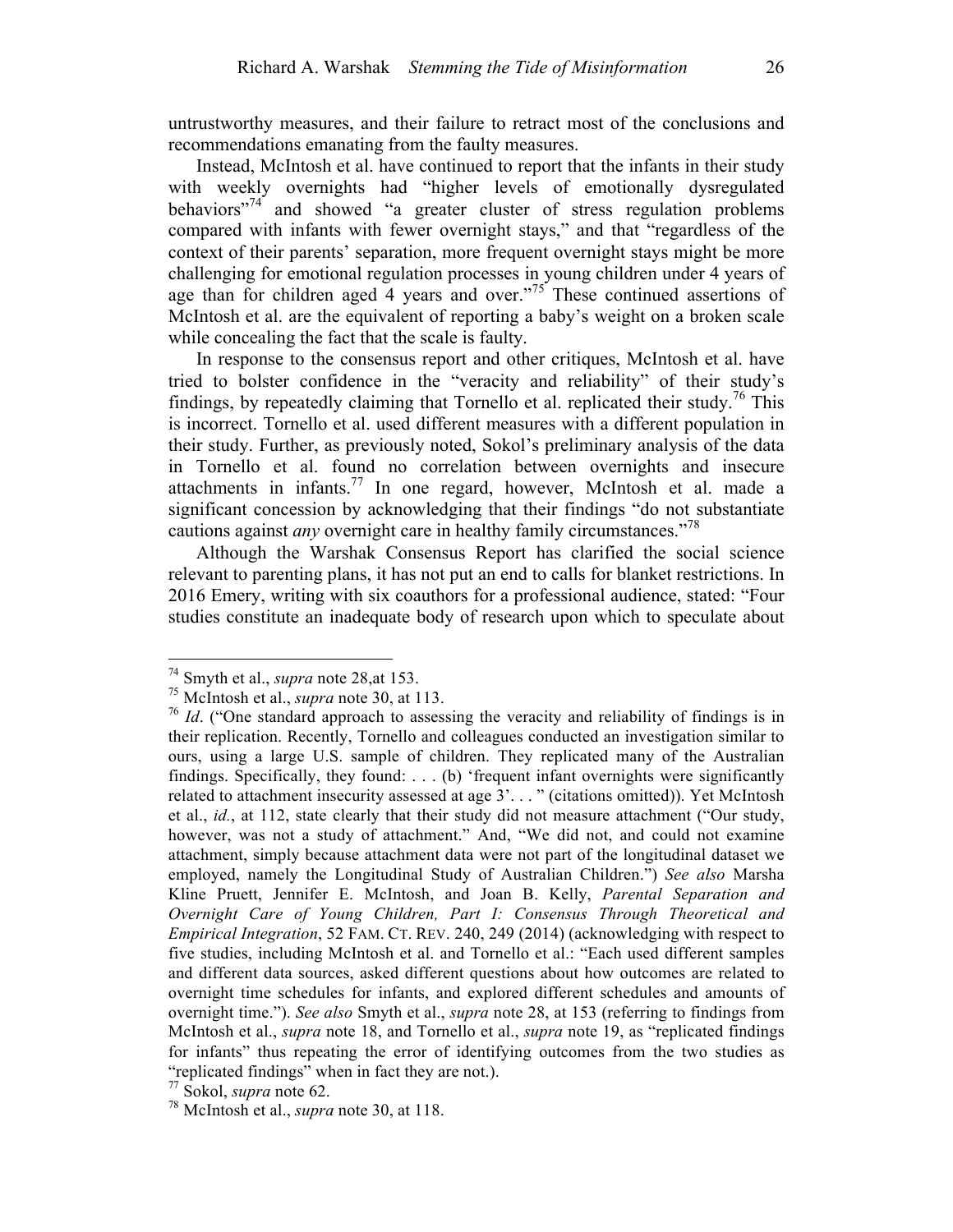untrustworthy measures, and their failure to retract most of the conclusions and recommendations emanating from the faulty measures.

Instead, McIntosh et al. have continued to report that the infants in their study with weekly overnights had "higher levels of emotionally dysregulated behaviors"[74] and showed "a greater cluster of stress regulation problems compared with infants with fewer overnight stays," and that "regardless of the context of their parents' separation, more frequent overnight stays might be more challenging for emotional regulation processes in young children under 4 years of age than for children aged 4 years and over."[75] These continued assertions of McIntosh et al. are the equivalent of reporting a baby's weight on a broken scale while concealing the fact that the scale is faulty.

In response to the consensus report and other critiques, McIntosh et al. have tried to bolster confidence in the "veracity and reliability" of their study's findings, by repeatedly claiming that Tornello et al. replicated their study.[76] This is incorrect. Tornello et al. used different measures with a different population in their study. Further, as previously noted, Sokol's preliminary analysis of the data in Tornello et al. found no correlation between overnights and insecure attachments in infants.[77] In one regard, however, McIntosh et al. made a significant concession by acknowledging that their findings "do not substantiate cautions against *any* overnight care in healthy family circumstances."[78]

Although the Warshak Consensus Report has clarified the social science relevant to parenting plans, it has not put an end to calls for blanket restrictions. In 2016 Emery, writing with six coauthors for a professional audience, stated: "Four studies constitute an inadequate body of research upon which to speculate about

---

[74] Smyth et al., *supra* note 28,at 153.

[75] McIntosh et al., *supra* note 30, at 113.

[76] *Id*. ("One standard approach to assessing the veracity and reliability of findings is in their replication. Recently, Tornello and colleagues conducted an investigation similar to ours, using a large U.S. sample of children. They replicated many of the Australian findings. Specifically, they found: . . . (b) 'frequent infant overnights were significantly related to attachment insecurity assessed at age 3'. . . " (citations omitted)). Yet McIntosh et al., *id.*, at 112, state clearly that their study did not measure attachment ("Our study, however, was not a study of attachment." And, "We did not, and could not examine attachment, simply because attachment data were not part of the longitudinal dataset we employed, namely the Longitudinal Study of Australian Children.") *See also* Marsha Kline Pruett, Jennifer E. McIntosh, and Joan B. Kelly, *Parental Separation and Overnight Care of Young Children, Part I: Consensus Through Theoretical and Empirical Integration*, 52 FAM. CT. REV. 240, 249 (2014) (acknowledging with respect to five studies, including McIntosh et al. and Tornello et al.: "Each used different samples and different data sources, asked different questions about how outcomes are related to overnight time schedules for infants, and explored different schedules and amounts of overnight time."). *See also* Smyth et al., *supra* note 28, at 153 (referring to findings from McIntosh et al., *supra* note 18, and Tornello et al., *supra* note 19, as "replicated findings for infants" thus repeating the error of identifying outcomes from the two studies as "replicated findings" when in fact they are not.).

[77] Sokol, *supra* note 62.

[78] McIntosh et al., *supra* note 30, at 118.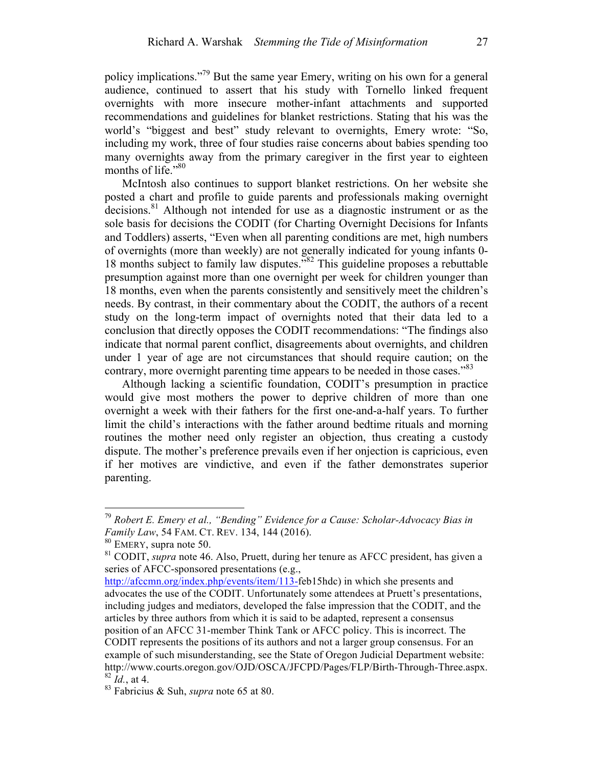policy implications."[79] But the same year Emery, writing on his own for a general audience, continued to assert that his study with Tornello linked frequent overnights with more insecure mother-infant attachments and supported recommendations and guidelines for blanket restrictions. Stating that his was the world's "biggest and best" study relevant to overnights, Emery wrote: "So, including my work, three of four studies raise concerns about babies spending too many overnights away from the primary caregiver in the first year to eighteen months of life."[80]

McIntosh also continues to support blanket restrictions. On her website she posted a chart and profile to guide parents and professionals making overnight decisions.[81] Although not intended for use as a diagnostic instrument or as the sole basis for decisions the CODIT (for Charting Overnight Decisions for Infants and Toddlers) asserts, "Even when all parenting conditions are met, high numbers of overnights (more than weekly) are not generally indicated for young infants 0-18 months subject to family law disputes."[82] This guideline proposes a rebuttable presumption against more than one overnight per week for children younger than 18 months, even when the parents consistently and sensitively meet the children's needs. By contrast, in their commentary about the CODIT, the authors of a recent study on the long-term impact of overnights noted that their data led to a conclusion that directly opposes the CODIT recommendations: "The findings also indicate that normal parent conflict, disagreements about overnights, and children under 1 year of age are not circumstances that should require caution; on the contrary, more overnight parenting time appears to be needed in those cases."[83]

Although lacking a scientific foundation, CODIT's presumption in practice would give most mothers the power to deprive children of more than one overnight a week with their fathers for the first one-and-a-half years. To further limit the child's interactions with the father around bedtime rituals and morning routines the mother need only register an objection, thus creating a custody dispute. The mother's preference prevails even if her onjection is capricious, even if her motives are vindictive, and even if the father demonstrates superior parenting.

---

[79] *Robert E. Emery et al., "Bending" Evidence for a Cause: Scholar-Advocacy Bias in Family Law*, 54 FAM. CT. REV. 134, 144 (2016).

[80] EMERY, supra note 50.

[81] CODIT, *supra* note 46. Also, Pruett, during her tenure as AFCC president, has given a series of AFCC-sponsored presentations (e.g., http://afccmn.org/index.php/events/item/113-feb15hdc) in which she presents and advocates the use of the CODIT. Unfortunately some attendees at Pruett's presentations, including judges and mediators, developed the false impression that the CODIT, and the articles by three authors from which it is said to be adapted, represent a consensus position of an AFCC 31-member Think Tank or AFCC policy. This is incorrect. The CODIT represents the positions of its authors and not a larger group consensus. For an example of such misunderstanding, see the State of Oregon Judicial Department website: http://www.courts.oregon.gov/OJD/OSCA/JFCPD/Pages/FLP/Birth-Through-Three.aspx.

[82] *Id.*, at 4.

[83] Fabricius & Suh, *supra* note 65 at 80.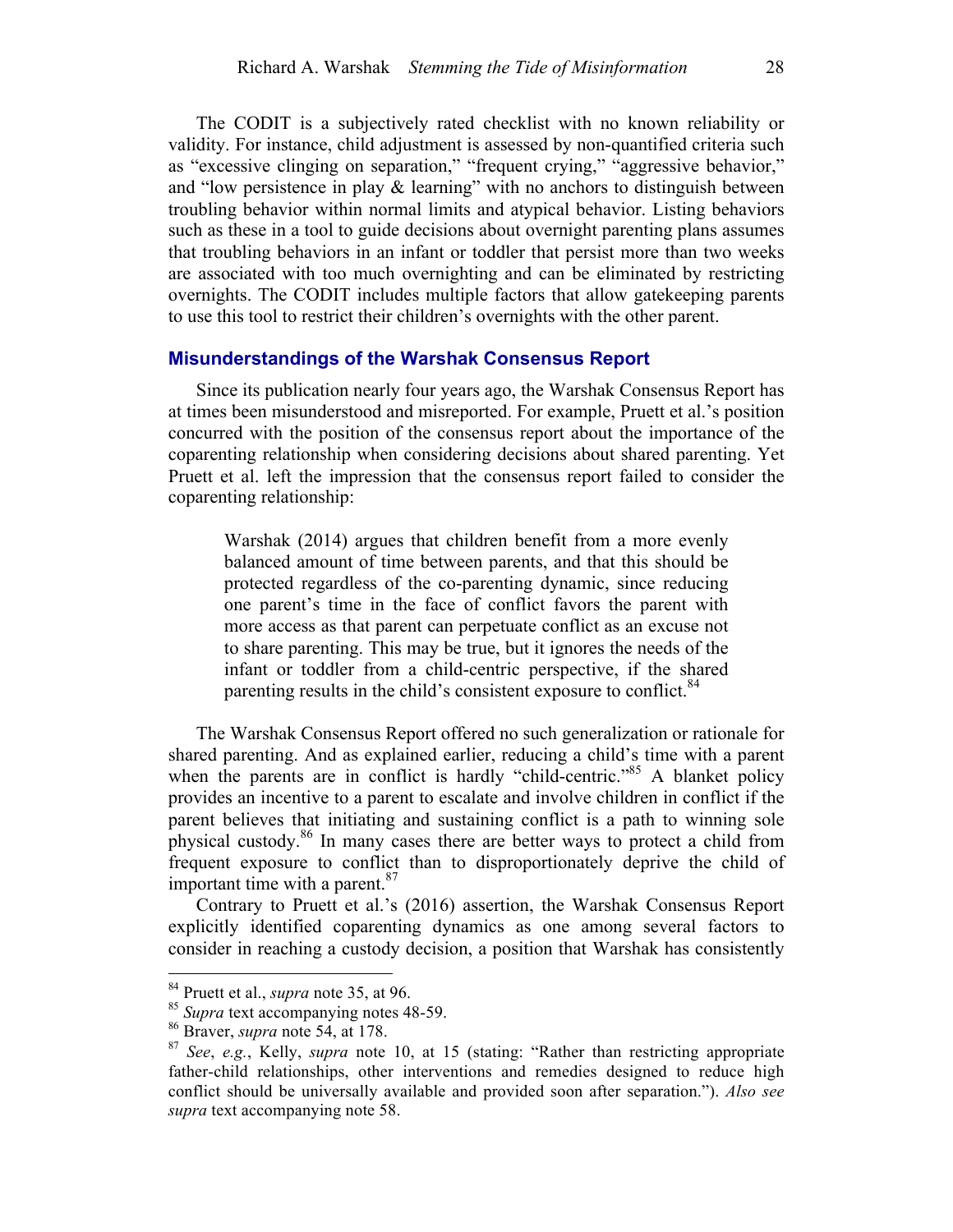The CODIT is a subjectively rated checklist with no known reliability or validity. For instance, child adjustment is assessed by non-quantified criteria such as "excessive clinging on separation," "frequent crying," "aggressive behavior," and "low persistence in play & learning" with no anchors to distinguish between troubling behavior within normal limits and atypical behavior. Listing behaviors such as these in a tool to guide decisions about overnight parenting plans assumes that troubling behaviors in an infant or toddler that persist more than two weeks are associated with too much overnighting and can be eliminated by restricting overnights. The CODIT includes multiple factors that allow gatekeeping parents to use this tool to restrict their children's overnights with the other parent.

### Misunderstandings of the Warshak Consensus Report

Since its publication nearly four years ago, the Warshak Consensus Report has at times been misunderstood and misreported. For example, Pruett et al.'s position concurred with the position of the consensus report about the importance of the coparenting relationship when considering decisions about shared parenting. Yet Pruett et al. left the impression that the consensus report failed to consider the coparenting relationship:

> Warshak (2014) argues that children benefit from a more evenly balanced amount of time between parents, and that this should be protected regardless of the co-parenting dynamic, since reducing one parent's time in the face of conflict favors the parent with more access as that parent can perpetuate conflict as an excuse not to share parenting. This may be true, but it ignores the needs of the infant or toddler from a child-centric perspective, if the shared parenting results in the child's consistent exposure to conflict.[84]

The Warshak Consensus Report offered no such generalization or rationale for shared parenting. And as explained earlier, reducing a child's time with a parent when the parents are in conflict is hardly "child-centric."[85] A blanket policy provides an incentive to a parent to escalate and involve children in conflict if the parent believes that initiating and sustaining conflict is a path to winning sole physical custody.[86] In many cases there are better ways to protect a child from frequent exposure to conflict than to disproportionately deprive the child of important time with a parent.[87]

Contrary to Pruett et al.'s (2016) assertion, the Warshak Consensus Report explicitly identified coparenting dynamics as one among several factors to consider in reaching a custody decision, a position that Warshak has consistently

---

[84] Pruett et al., *supra* note 35, at 96.

[85] *Supra* text accompanying notes 48-59.

[86] Braver, *supra* note 54, at 178.

[87] *See*, *e.g.*, Kelly, *supra* note 10, at 15 (stating: "Rather than restricting appropriate father-child relationships, other interventions and remedies designed to reduce high conflict should be universally available and provided soon after separation."). *Also see supra* text accompanying note 58.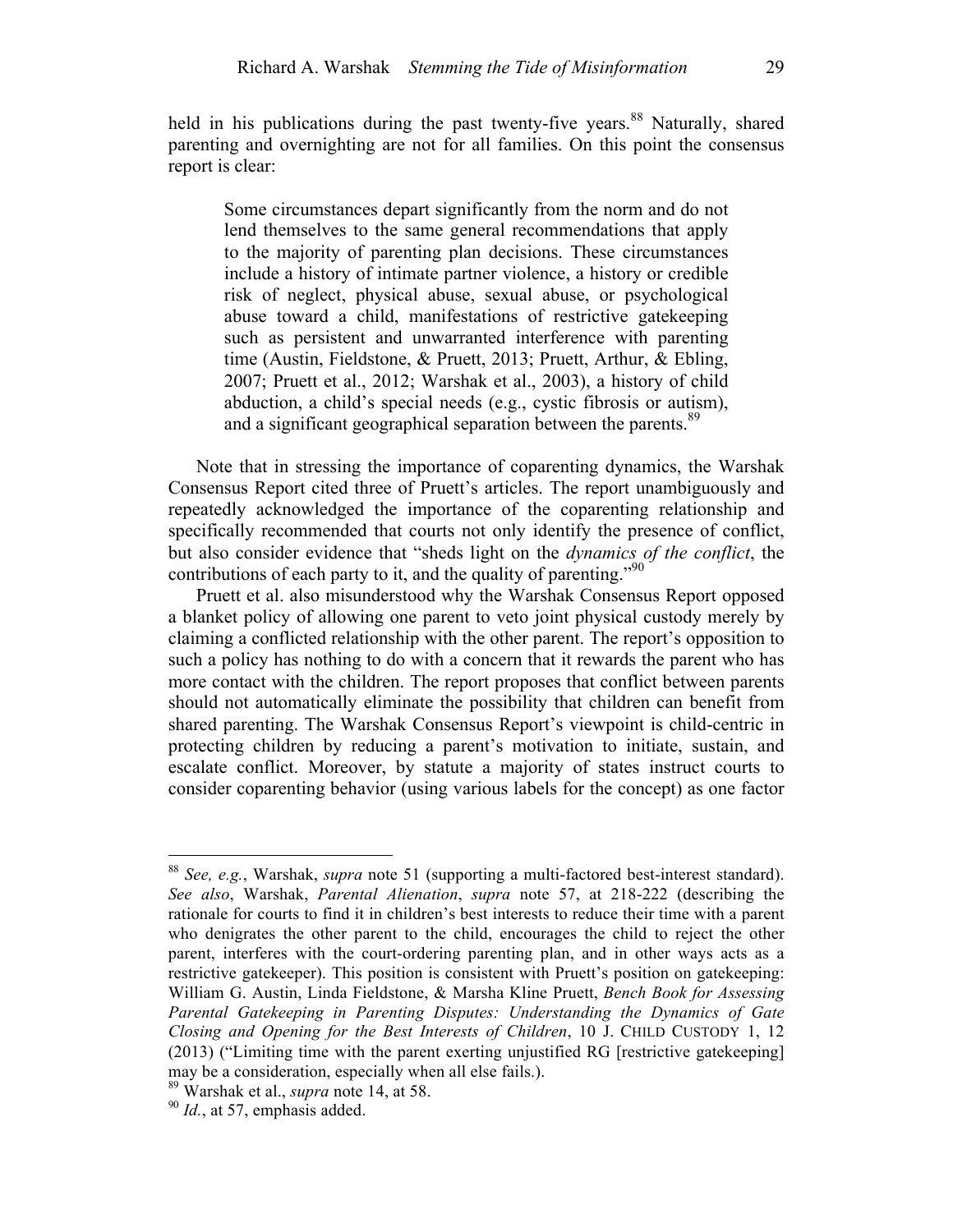held in his publications during the past twenty-five years.[88] Naturally, shared parenting and overnighting are not for all families. On this point the consensus report is clear:

> Some circumstances depart significantly from the norm and do not lend themselves to the same general recommendations that apply to the majority of parenting plan decisions. These circumstances include a history of intimate partner violence, a history or credible risk of neglect, physical abuse, sexual abuse, or psychological abuse toward a child, manifestations of restrictive gatekeeping such as persistent and unwarranted interference with parenting time (Austin, Fieldstone, & Pruett, 2013; Pruett, Arthur, & Ebling, 2007; Pruett et al., 2012; Warshak et al., 2003), a history of child abduction, a child's special needs (e.g., cystic fibrosis or autism), and a significant geographical separation between the parents.[89]

Note that in stressing the importance of coparenting dynamics, the Warshak Consensus Report cited three of Pruett's articles. The report unambiguously and repeatedly acknowledged the importance of the coparenting relationship and specifically recommended that courts not only identify the presence of conflict, but also consider evidence that "sheds light on the *dynamics of the conflict*, the contributions of each party to it, and the quality of parenting."[90]

Pruett et al. also misunderstood why the Warshak Consensus Report opposed a blanket policy of allowing one parent to veto joint physical custody merely by claiming a conflicted relationship with the other parent. The report's opposition to such a policy has nothing to do with a concern that it rewards the parent who has more contact with the children. The report proposes that conflict between parents should not automatically eliminate the possibility that children can benefit from shared parenting. The Warshak Consensus Report's viewpoint is child-centric in protecting children by reducing a parent's motivation to initiate, sustain, and escalate conflict. Moreover, by statute a majority of states instruct courts to consider coparenting behavior (using various labels for the concept) as one factor

---

[88] *See, e.g.*, Warshak, *supra* note 51 (supporting a multi-factored best-interest standard). *See also*, Warshak, *Parental Alienation*, *supra* note 57, at 218-222 (describing the rationale for courts to find it in children's best interests to reduce their time with a parent who denigrates the other parent to the child, encourages the child to reject the other parent, interferes with the court-ordering parenting plan, and in other ways acts as a restrictive gatekeeper). This position is consistent with Pruett's position on gatekeeping: William G. Austin, Linda Fieldstone, & Marsha Kline Pruett, *Bench Book for Assessing Parental Gatekeeping in Parenting Disputes: Understanding the Dynamics of Gate Closing and Opening for the Best Interests of Children*, 10 J. CHILD CUSTODY 1, 12 (2013) ("Limiting time with the parent exerting unjustified RG [restrictive gatekeeping] may be a consideration, especially when all else fails.).

[89] Warshak et al., *supra* note 14, at 58.

[90] *Id.*, at 57, emphasis added.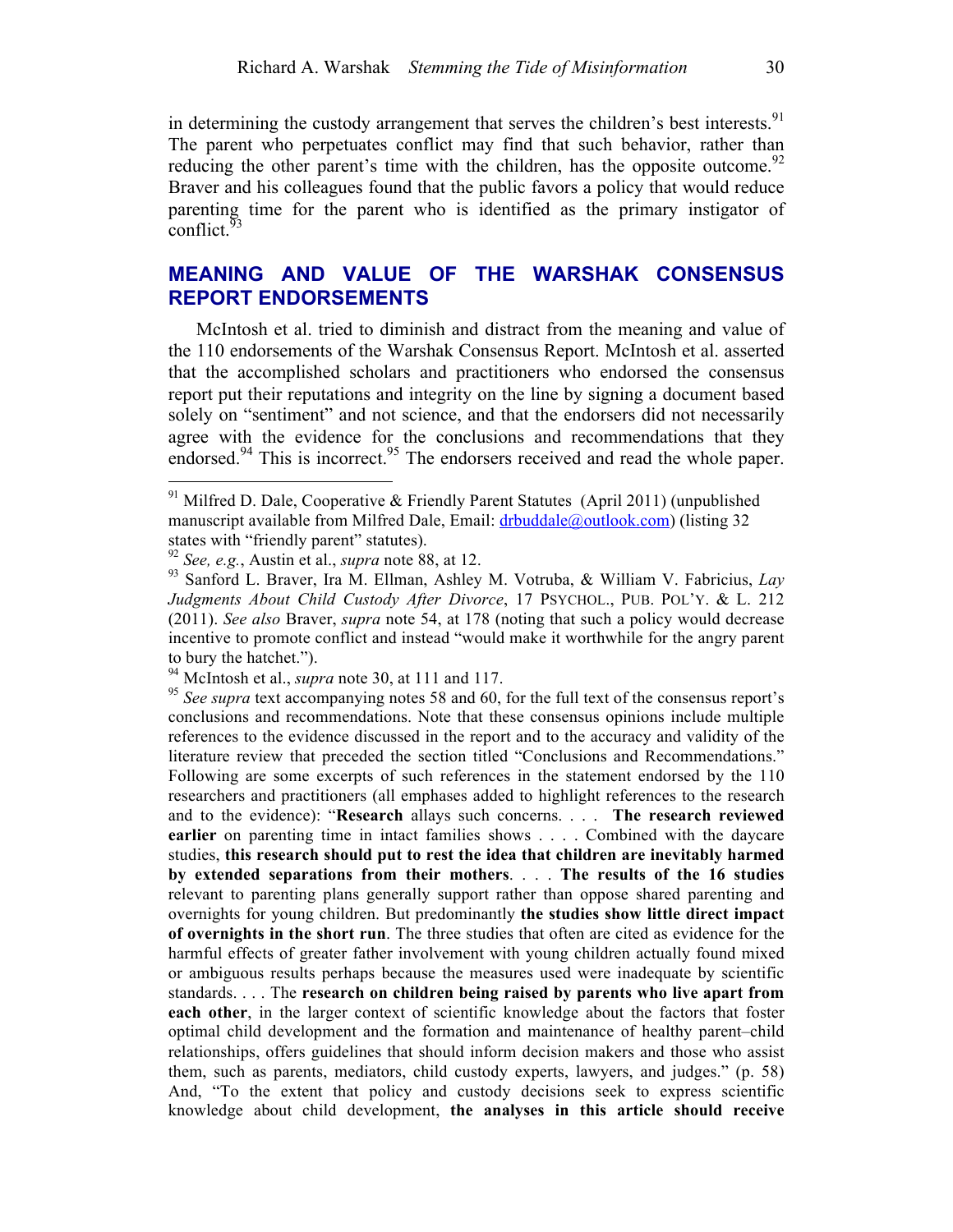in determining the custody arrangement that serves the children's best interests.[91] The parent who perpetuates conflict may find that such behavior, rather than reducing the other parent's time with the children, has the opposite outcome.[92] Braver and his colleagues found that the public favors a policy that would reduce parenting time for the parent who is identified as the primary instigator of conflict.[93]

## MEANING AND VALUE OF THE WARSHAK CONSENSUS REPORT ENDORSEMENTS

McIntosh et al. tried to diminish and distract from the meaning and value of the 110 endorsements of the Warshak Consensus Report. McIntosh et al. asserted that the accomplished scholars and practitioners who endorsed the consensus report put their reputations and integrity on the line by signing a document based solely on "sentiment" and not science, and that the endorsers did not necessarily agree with the evidence for the conclusions and recommendations that they endorsed.[94] This is incorrect.[95] The endorsers received and read the whole paper.

---

[91] Milfred D. Dale, Cooperative & Friendly Parent Statutes (April 2011) (unpublished manuscript available from Milfred Dale, Email: drbuddale@outlook.com) (listing 32 states with "friendly parent" statutes).

[92] *See, e.g.*, Austin et al., *supra* note 88, at 12.

[93] Sanford L. Braver, Ira M. Ellman, Ashley M. Votruba, & William V. Fabricius, *Lay Judgments About Child Custody After Divorce*, 17 PSYCHOL., PUB. POL'Y. & L. 212 (2011). *See also* Braver, *supra* note 54, at 178 (noting that such a policy would decrease incentive to promote conflict and instead "would make it worthwhile for the angry parent to bury the hatchet.").

[94] McIntosh et al., *supra* note 30, at 111 and 117.

[95] *See supra* text accompanying notes 58 and 60, for the full text of the consensus report's conclusions and recommendations. Note that these consensus opinions include multiple references to the evidence discussed in the report and to the accuracy and validity of the literature review that preceded the section titled "Conclusions and Recommendations." Following are some excerpts of such references in the statement endorsed by the 110 researchers and practitioners (all emphases added to highlight references to the research and to the evidence): "**Research** allays such concerns. . . . **The research reviewed earlier** on parenting time in intact families shows . . . . Combined with the daycare studies, **this research should put to rest the idea that children are inevitably harmed by extended separations from their mothers**. . . . **The results of the 16 studies** relevant to parenting plans generally support rather than oppose shared parenting and overnights for young children. But predominantly **the studies show little direct impact of overnights in the short run**. The three studies that often are cited as evidence for the harmful effects of greater father involvement with young children actually found mixed or ambiguous results perhaps because the measures used were inadequate by scientific standards. . . . The **research on children being raised by parents who live apart from each other**, in the larger context of scientific knowledge about the factors that foster optimal child development and the formation and maintenance of healthy parent–child relationships, offers guidelines that should inform decision makers and those who assist them, such as parents, mediators, child custody experts, lawyers, and judges." (p. 58) And, "To the extent that policy and custody decisions seek to express scientific knowledge about child development, **the analyses in this article should receive**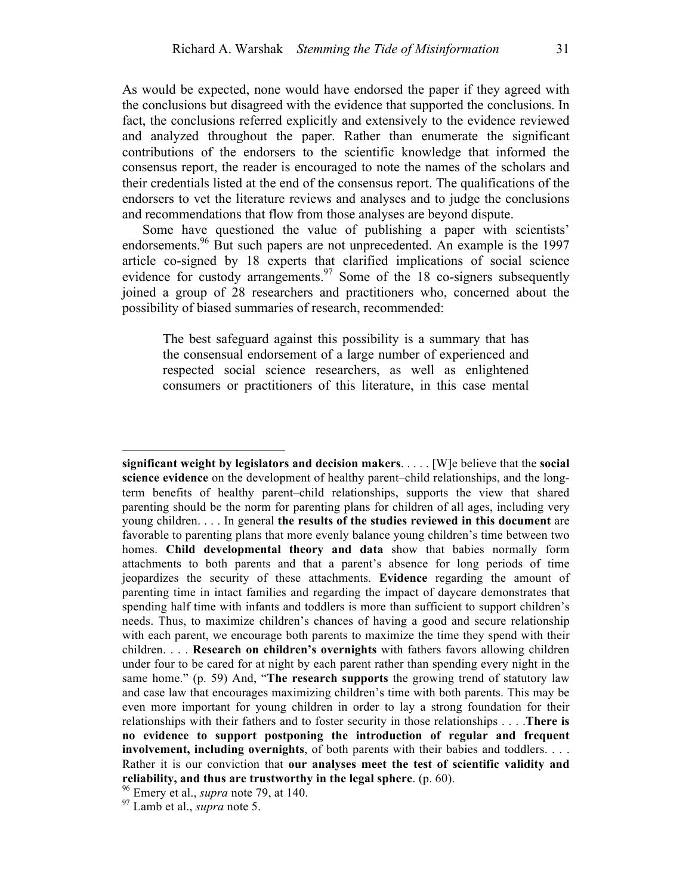As would be expected, none would have endorsed the paper if they agreed with the conclusions but disagreed with the evidence that supported the conclusions. In fact, the conclusions referred explicitly and extensively to the evidence reviewed and analyzed throughout the paper. Rather than enumerate the significant contributions of the endorsers to the scientific knowledge that informed the consensus report, the reader is encouraged to note the names of the scholars and their credentials listed at the end of the consensus report. The qualifications of the endorsers to vet the literature reviews and analyses and to judge the conclusions and recommendations that flow from those analyses are beyond dispute.

Some have questioned the value of publishing a paper with scientists' endorsements.[96] But such papers are not unprecedented. An example is the 1997 article co-signed by 18 experts that clarified implications of social science evidence for custody arrangements.[97] Some of the 18 co-signers subsequently joined a group of 28 researchers and practitioners who, concerned about the possibility of biased summaries of research, recommended:

> The best safeguard against this possibility is a summary that has the consensual endorsement of a large number of experienced and respected social science researchers, as well as enlightened consumers or practitioners of this literature, in this case mental

---

**significant weight by legislators and decision makers**. . . . . [W]e believe that the **social science evidence** on the development of healthy parent–child relationships, and the long-term benefits of healthy parent–child relationships, supports the view that shared parenting should be the norm for parenting plans for children of all ages, including very young children. . . . In general **the results of the studies reviewed in this document** are favorable to parenting plans that more evenly balance young children's time between two homes. **Child developmental theory and data** show that babies normally form attachments to both parents and that a parent's absence for long periods of time jeopardizes the security of these attachments. **Evidence** regarding the amount of parenting time in intact families and regarding the impact of daycare demonstrates that spending half time with infants and toddlers is more than sufficient to support children's needs. Thus, to maximize children's chances of having a good and secure relationship with each parent, we encourage both parents to maximize the time they spend with their children. . . . **Research on children's overnights** with fathers favors allowing children under four to be cared for at night by each parent rather than spending every night in the same home." (p. 59) And, "**The research supports** the growing trend of statutory law and case law that encourages maximizing children's time with both parents. This may be even more important for young children in order to lay a strong foundation for their relationships with their fathers and to foster security in those relationships . . . .**There is no evidence to support postponing the introduction of regular and frequent involvement, including overnights**, of both parents with their babies and toddlers. . . . Rather it is our conviction that **our analyses meet the test of scientific validity and reliability, and thus are trustworthy in the legal sphere**. (p. 60).

[96] Emery et al., *supra* note 79, at 140.

[97] Lamb et al., *supra* note 5.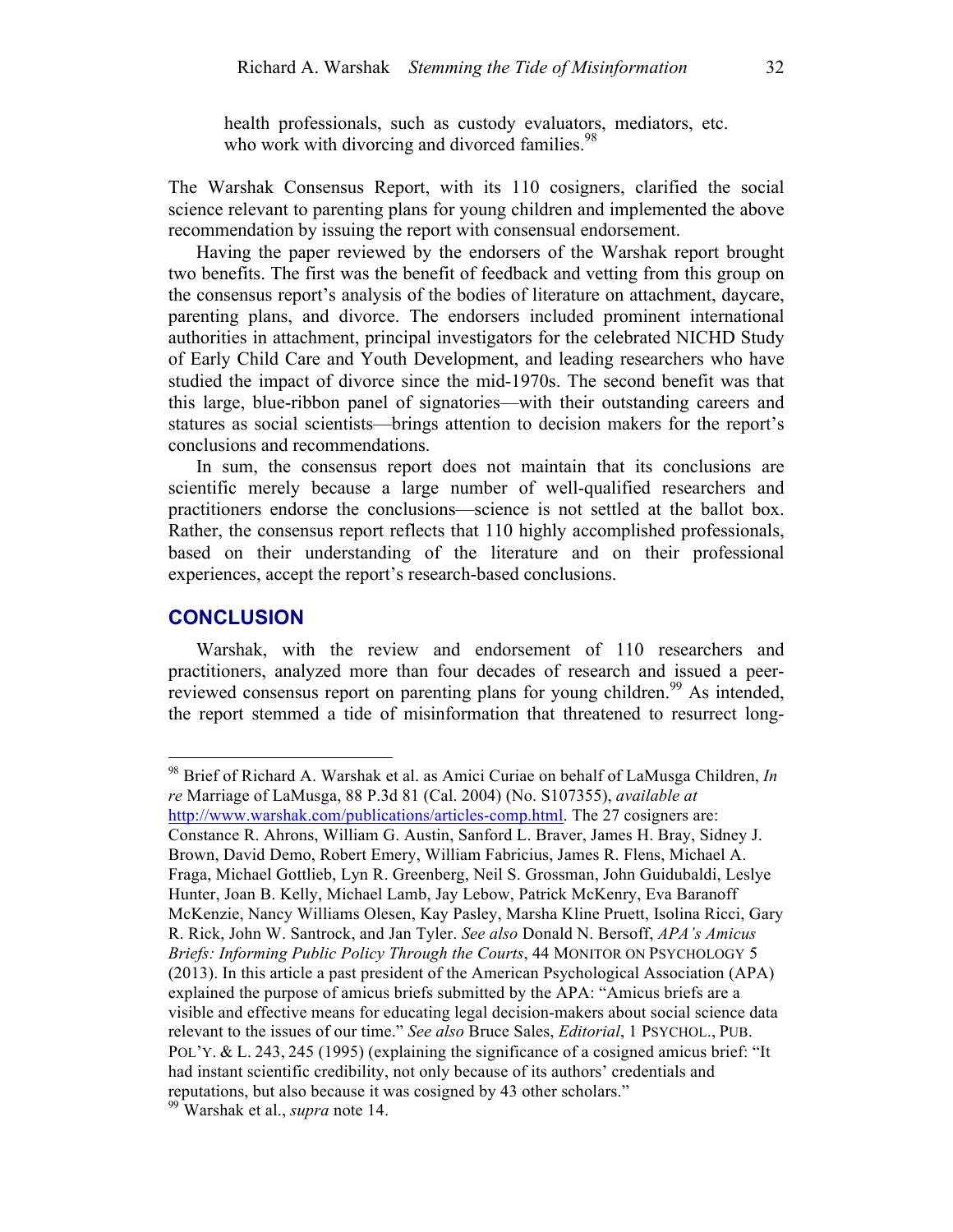health professionals, such as custody evaluators, mediators, etc. who work with divorcing and divorced families.[98]

The Warshak Consensus Report, with its 110 cosigners, clarified the social science relevant to parenting plans for young children and implemented the above recommendation by issuing the report with consensual endorsement.

Having the paper reviewed by the endorsers of the Warshak report brought two benefits. The first was the benefit of feedback and vetting from this group on the consensus report's analysis of the bodies of literature on attachment, daycare, parenting plans, and divorce. The endorsers included prominent international authorities in attachment, principal investigators for the celebrated NICHD Study of Early Child Care and Youth Development, and leading researchers who have studied the impact of divorce since the mid-1970s. The second benefit was that this large, blue-ribbon panel of signatories—with their outstanding careers and statures as social scientists—brings attention to decision makers for the report's conclusions and recommendations.

In sum, the consensus report does not maintain that its conclusions are scientific merely because a large number of well-qualified researchers and practitioners endorse the conclusions—science is not settled at the ballot box. Rather, the consensus report reflects that 110 highly accomplished professionals, based on their understanding of the literature and on their professional experiences, accept the report's research-based conclusions.

## CONCLUSION

Warshak, with the review and endorsement of 110 researchers and practitioners, analyzed more than four decades of research and issued a peer-reviewed consensus report on parenting plans for young children.[99] As intended, the report stemmed a tide of misinformation that threatened to resurrect long-

---

[98] Brief of Richard A. Warshak et al. as Amici Curiae on behalf of LaMusga Children, *In re* Marriage of LaMusga, 88 P.3d 81 (Cal. 2004) (No. S107355), *available at* http://www.warshak.com/publications/articles-comp.html. The 27 cosigners are: Constance R. Ahrons, William G. Austin, Sanford L. Braver, James H. Bray, Sidney J. Brown, David Demo, Robert Emery, William Fabricius, James R. Flens, Michael A. Fraga, Michael Gottlieb, Lyn R. Greenberg, Neil S. Grossman, John Guidubaldi, Leslye Hunter, Joan B. Kelly, Michael Lamb, Jay Lebow, Patrick McKenry, Eva Baranoff McKenzie, Nancy Williams Olesen, Kay Pasley, Marsha Kline Pruett, Isolina Ricci, Gary R. Rick, John W. Santrock, and Jan Tyler. *See also* Donald N. Bersoff, *APA's Amicus Briefs: Informing Public Policy Through the Courts*, 44 MONITOR ON PSYCHOLOGY 5 (2013). In this article a past president of the American Psychological Association (APA) explained the purpose of amicus briefs submitted by the APA: "Amicus briefs are a visible and effective means for educating legal decision-makers about social science data relevant to the issues of our time." *See also* Bruce Sales, *Editorial*, 1 PSYCHOL., PUB. POL'Y. & L. 243, 245 (1995) (explaining the significance of a cosigned amicus brief: "It had instant scientific credibility, not only because of its authors' credentials and reputations, but also because it was cosigned by 43 other scholars."

[99] Warshak et al., *supra* note 14.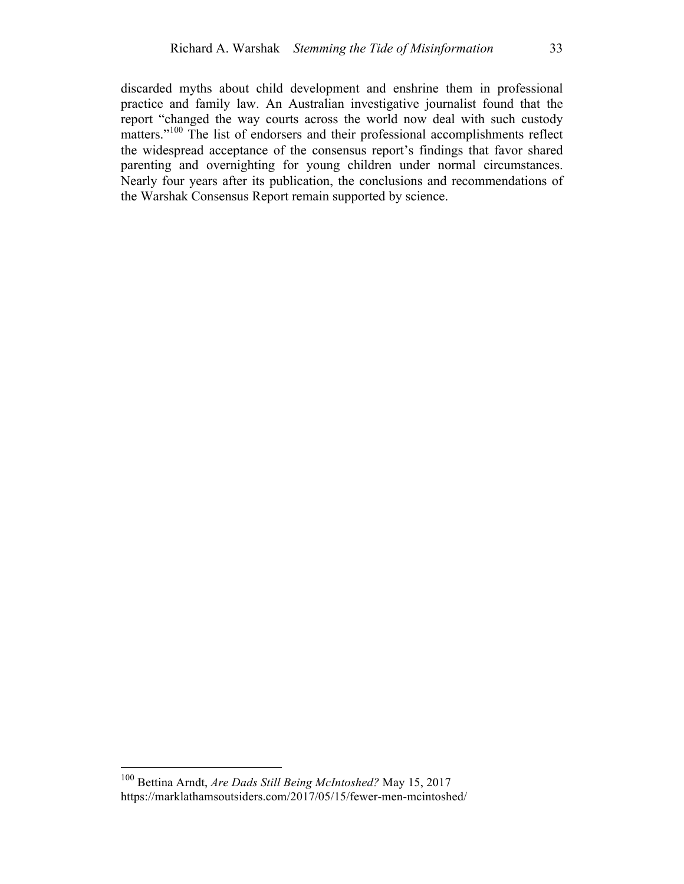discarded myths about child development and enshrine them in professional practice and family law. An Australian investigative journalist found that the report "changed the way courts across the world now deal with such custody matters."[100] The list of endorsers and their professional accomplishments reflect the widespread acceptance of the consensus report's findings that favor shared parenting and overnighting for young children under normal circumstances. Nearly four years after its publication, the conclusions and recommendations of the Warshak Consensus Report remain supported by science.

---

[100] Bettina Arndt, *Are Dads Still Being McIntoshed?* May 15, 2017 https://marklathamsoutsiders.com/2017/05/15/fewer-men-mcintoshed/